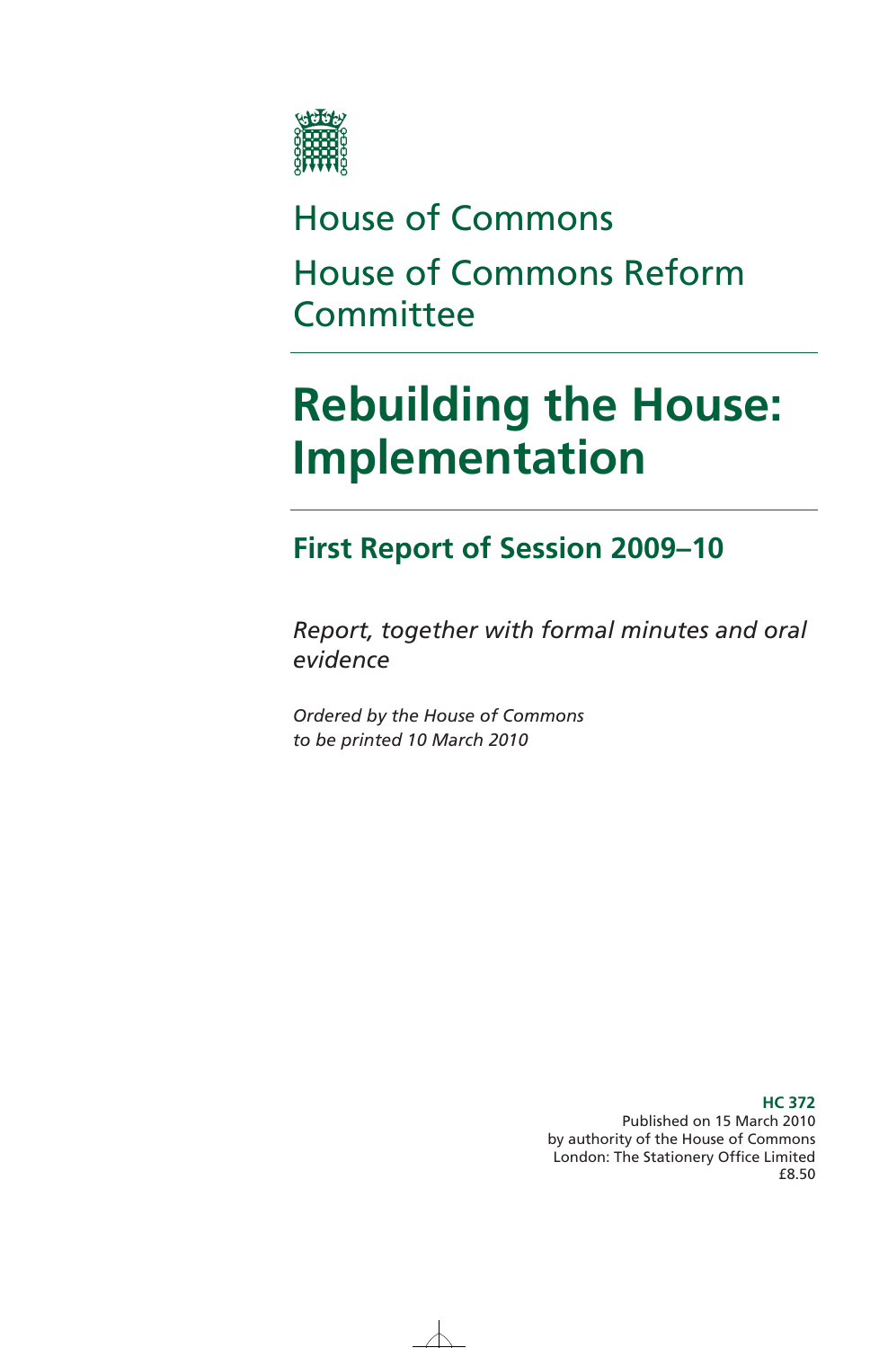House of Commons

House of Commons Reform Committee

# Rebuilding the House: Implementation

## First Report of Session 2009–10

*Report, together with formal minutes and oral evidence*

*Ordered by the House of Commons to be printed 10 March 2010*

**HC 372**
Published on 15 March 2010
by authority of the House of Commons
London: The Stationery Office Limited
£8.50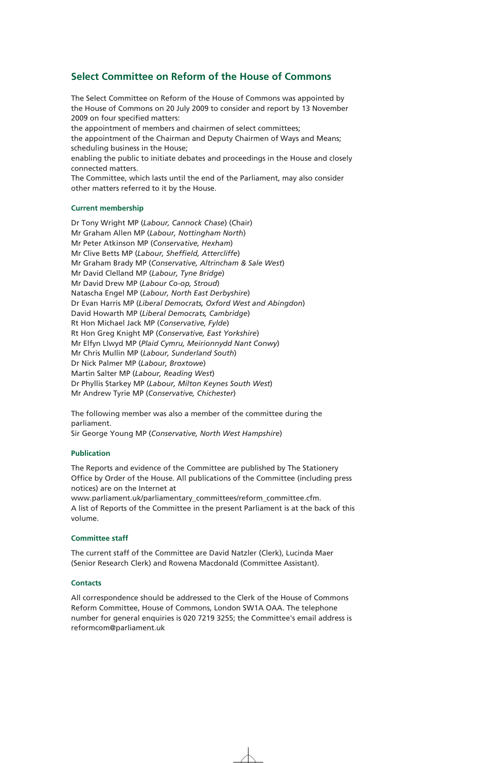## Select Committee on Reform of the House of Commons

The Select Committee on Reform of the House of Commons was appointed by the House of Commons on 20 July 2009 to consider and report by 13 November 2009 on four specified matters:
the appointment of members and chairmen of select committees;
the appointment of the Chairman and Deputy Chairmen of Ways and Means;
scheduling business in the House;
enabling the public to initiate debates and proceedings in the House and closely connected matters.
The Committee, which lasts until the end of the Parliament, may also consider other matters referred to it by the House.

### Current membership

Dr Tony Wright MP (*Labour, Cannock Chase*) (Chair)
Mr Graham Allen MP (*Labour, Nottingham North*)
Mr Peter Atkinson MP (*Conservative, Hexham*)
Mr Clive Betts MP (*Labour, Sheffield, Attercliffe*)
Mr Graham Brady MP (*Conservative, Altrincham & Sale West*)
Mr David Clelland MP (*Labour, Tyne Bridge*)
Mr David Drew MP (*Labour Co-op, Stroud*)
Natascha Engel MP (*Labour, North East Derbyshire*)
Dr Evan Harris MP (*Liberal Democrats, Oxford West and Abingdon*)
David Howarth MP (*Liberal Democrats, Cambridge*)
Rt Hon Michael Jack MP (*Conservative, Fylde*)
Rt Hon Greg Knight MP (*Conservative, East Yorkshire*)
Mr Elfyn Llwyd MP (*Plaid Cymru, Meirionnydd Nant Conwy*)
Mr Chris Mullin MP (*Labour, Sunderland South*)
Dr Nick Palmer MP (*Labour, Broxtowe*)
Martin Salter MP (*Labour, Reading West*)
Dr Phyllis Starkey MP (*Labour, Milton Keynes South West*)
Mr Andrew Tyrie MP (*Conservative, Chichester*)

The following member was also a member of the committee during the parliament.
Sir George Young MP (*Conservative, North West Hampshire*)

### Publication

The Reports and evidence of the Committee are published by The Stationery Office by Order of the House. All publications of the Committee (including press notices) are on the Internet at www.parliament.uk/parliamentary_committees/reform_committee.cfm.
A list of Reports of the Committee in the present Parliament is at the back of this volume.

### Committee staff

The current staff of the Committee are David Natzler (Clerk), Lucinda Maer (Senior Research Clerk) and Rowena Macdonald (Committee Assistant).

### Contacts

All correspondence should be addressed to the Clerk of the House of Commons Reform Committee, House of Commons, London SW1A OAA. The telephone number for general enquiries is 020 7219 3255; the Committee's email address is reformcom@parliament.uk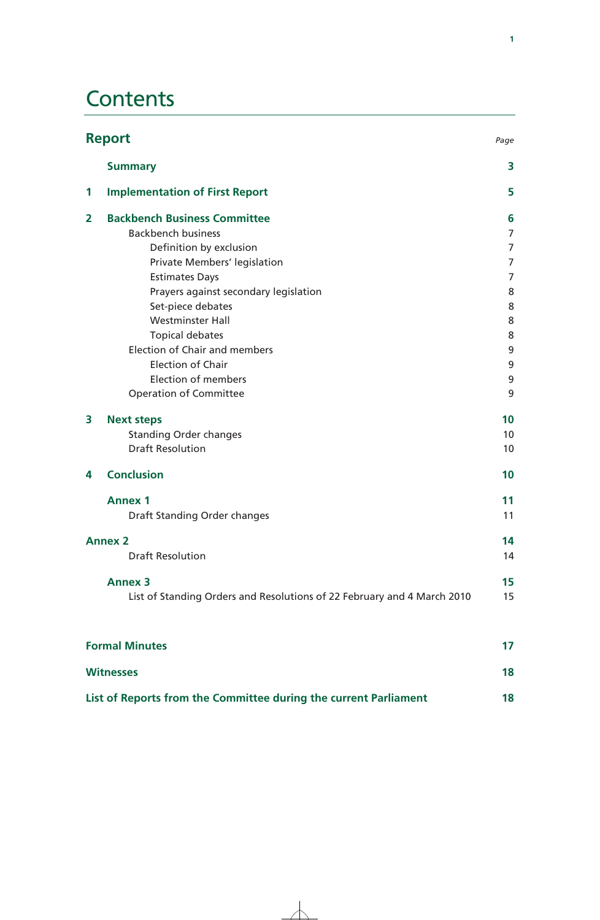# Contents

| Report | | Page |
|---|---|---|
| | **Summary** | **3** |
| **1** | **Implementation of First Report** | **5** |
| **2** | **Backbench Business Committee** | **6** |
| | Backbench business | 7 |
| | Definition by exclusion | 7 |
| | Private Members' legislation | 7 |
| | Estimates Days | 7 |
| | Prayers against secondary legislation | 8 |
| | Set-piece debates | 8 |
| | Westminster Hall | 8 |
| | Topical debates | 8 |
| | Election of Chair and members | 9 |
| | Election of Chair | 9 |
| | Election of members | 9 |
| | Operation of Committee | 9 |
| **3** | **Next steps** | **10** |
| | Standing Order changes | 10 |
| | Draft Resolution | 10 |
| **4** | **Conclusion** | **10** |
| | **Annex 1** | **11** |
| | Draft Standing Order changes | 11 |
| **Annex 2** | | **14** |
| | Draft Resolution | 14 |
| | **Annex 3** | **15** |
| | List of Standing Orders and Resolutions of 22 February and 4 March 2010 | 15 |
| **Formal Minutes** | | **17** |
| **Witnesses** | | **18** |
| **List of Reports from the Committee during the current Parliament** | | **18** |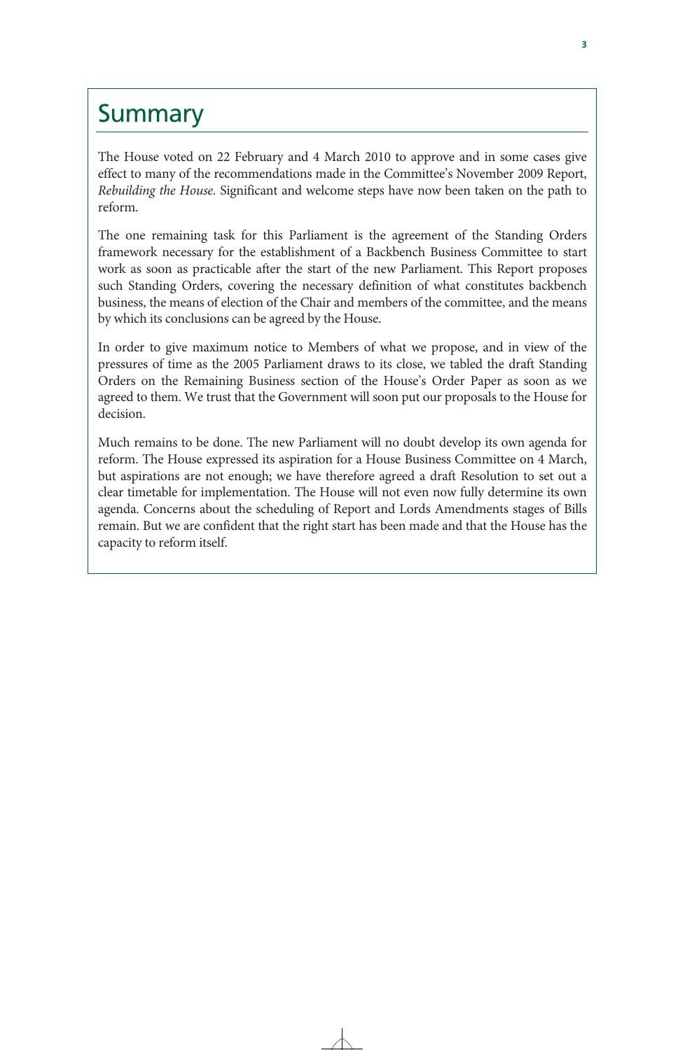# Summary

The House voted on 22 February and 4 March 2010 to approve and in some cases give effect to many of the recommendations made in the Committee's November 2009 Report, *Rebuilding the House*. Significant and welcome steps have now been taken on the path to reform.

The one remaining task for this Parliament is the agreement of the Standing Orders framework necessary for the establishment of a Backbench Business Committee to start work as soon as practicable after the start of the new Parliament. This Report proposes such Standing Orders, covering the necessary definition of what constitutes backbench business, the means of election of the Chair and members of the committee, and the means by which its conclusions can be agreed by the House.

In order to give maximum notice to Members of what we propose, and in view of the pressures of time as the 2005 Parliament draws to its close, we tabled the draft Standing Orders on the Remaining Business section of the House's Order Paper as soon as we agreed to them. We trust that the Government will soon put our proposals to the House for decision.

Much remains to be done. The new Parliament will no doubt develop its own agenda for reform. The House expressed its aspiration for a House Business Committee on 4 March, but aspirations are not enough; we have therefore agreed a draft Resolution to set out a clear timetable for implementation. The House will not even now fully determine its own agenda. Concerns about the scheduling of Report and Lords Amendments stages of Bills remain. But we are confident that the right start has been made and that the House has the capacity to reform itself.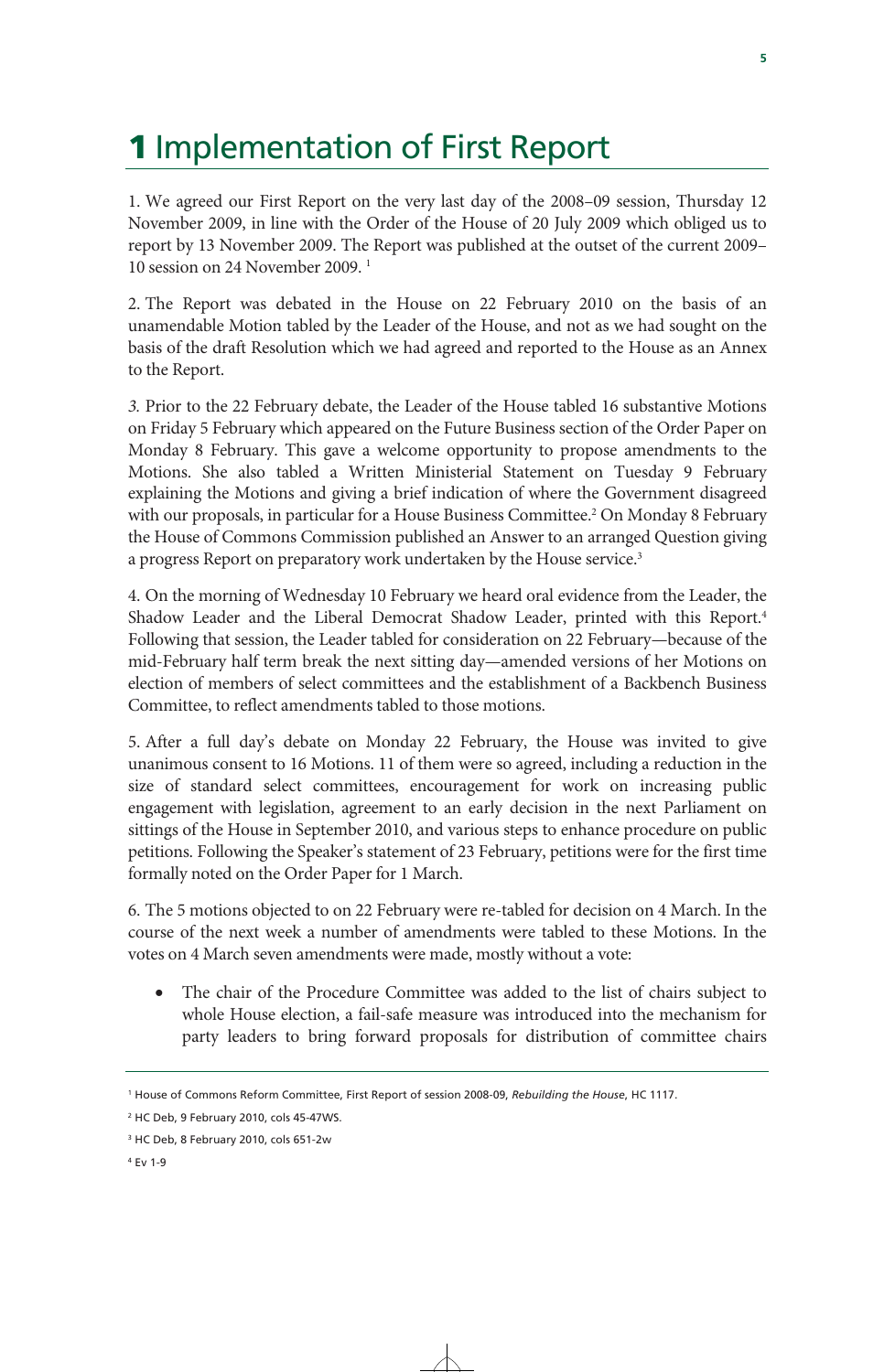# 1 Implementation of First Report

1. We agreed our First Report on the very last day of the 2008–09 session, Thursday 12 November 2009, in line with the Order of the House of 20 July 2009 which obliged us to report by 13 November 2009. The Report was published at the outset of the current 2009–10 session on 24 November 2009. [1]

2. The Report was debated in the House on 22 February 2010 on the basis of an unamendable Motion tabled by the Leader of the House, and not as we had sought on the basis of the draft Resolution which we had agreed and reported to the House as an Annex to the Report.

3. Prior to the 22 February debate, the Leader of the House tabled 16 substantive Motions on Friday 5 February which appeared on the Future Business section of the Order Paper on Monday 8 February. This gave a welcome opportunity to propose amendments to the Motions. She also tabled a Written Ministerial Statement on Tuesday 9 February explaining the Motions and giving a brief indication of where the Government disagreed with our proposals, in particular for a House Business Committee.[2] On Monday 8 February the House of Commons Commission published an Answer to an arranged Question giving a progress Report on preparatory work undertaken by the House service.[3]

4. On the morning of Wednesday 10 February we heard oral evidence from the Leader, the Shadow Leader and the Liberal Democrat Shadow Leader, printed with this Report.[4] Following that session, the Leader tabled for consideration on 22 February—because of the mid-February half term break the next sitting day—amended versions of her Motions on election of members of select committees and the establishment of a Backbench Business Committee, to reflect amendments tabled to those motions.

5. After a full day's debate on Monday 22 February, the House was invited to give unanimous consent to 16 Motions. 11 of them were so agreed, including a reduction in the size of standard select committees, encouragement for work on increasing public engagement with legislation, agreement to an early decision in the next Parliament on sittings of the House in September 2010, and various steps to enhance procedure on public petitions. Following the Speaker's statement of 23 February, petitions were for the first time formally noted on the Order Paper for 1 March.

6. The 5 motions objected to on 22 February were re-tabled for decision on 4 March. In the course of the next week a number of amendments were tabled to these Motions. In the votes on 4 March seven amendments were made, mostly without a vote:

- The chair of the Procedure Committee was added to the list of chairs subject to whole House election, a fail-safe measure was introduced into the mechanism for party leaders to bring forward proposals for distribution of committee chairs

[1] House of Commons Reform Committee, First Report of session 2008-09, *Rebuilding the House*, HC 1117.

[2] HC Deb, 9 February 2010, cols 45-47WS.

[3] HC Deb, 8 February 2010, cols 651-2w

[4] Ev 1-9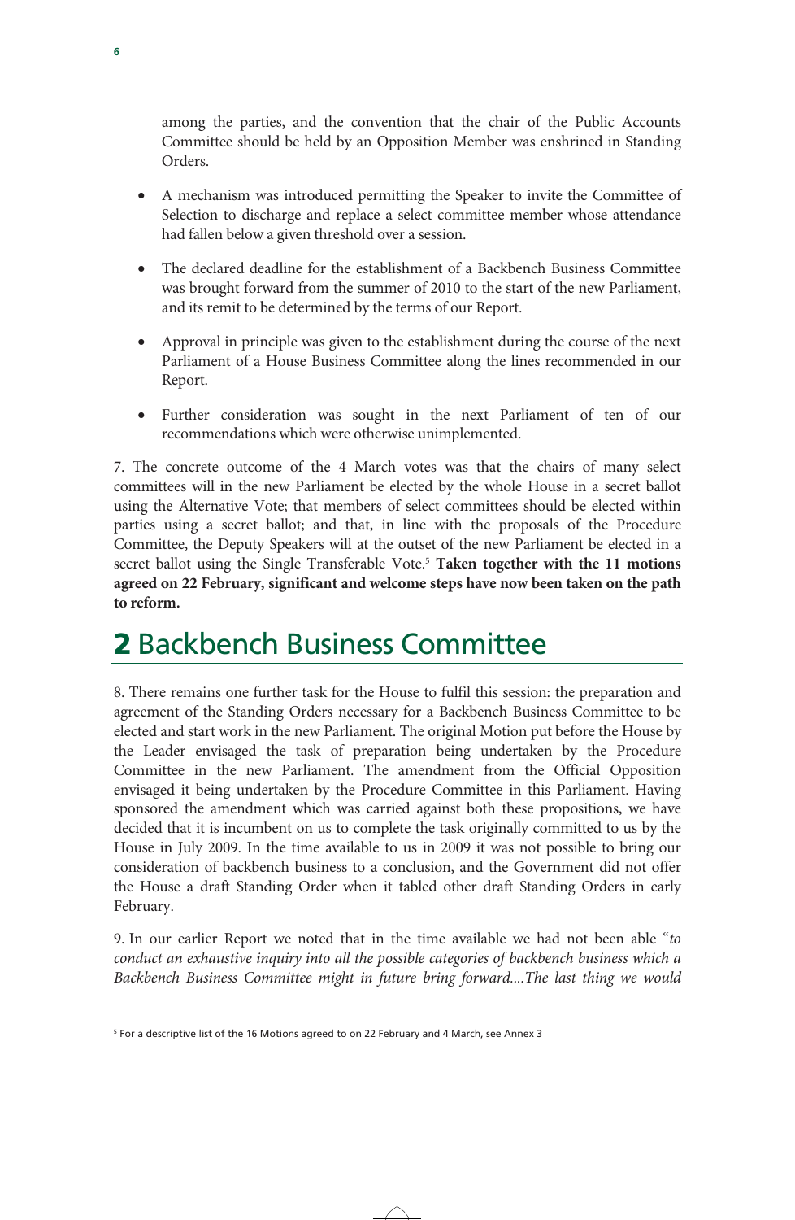among the parties, and the convention that the chair of the Public Accounts Committee should be held by an Opposition Member was enshrined in Standing Orders.

- A mechanism was introduced permitting the Speaker to invite the Committee of Selection to discharge and replace a select committee member whose attendance had fallen below a given threshold over a session.

- The declared deadline for the establishment of a Backbench Business Committee was brought forward from the summer of 2010 to the start of the new Parliament, and its remit to be determined by the terms of our Report.

- Approval in principle was given to the establishment during the course of the next Parliament of a House Business Committee along the lines recommended in our Report.

- Further consideration was sought in the next Parliament of ten of our recommendations which were otherwise unimplemented.

7. The concrete outcome of the 4 March votes was that the chairs of many select committees will in the new Parliament be elected by the whole House in a secret ballot using the Alternative Vote; that members of select committees should be elected within parties using a secret ballot; and that, in line with the proposals of the Procedure Committee, the Deputy Speakers will at the outset of the new Parliament be elected in a secret ballot using the Single Transferable Vote.[5] **Taken together with the 11 motions agreed on 22 February, significant and welcome steps have now been taken on the path to reform.**

# 2 Backbench Business Committee

8. There remains one further task for the House to fulfil this session: the preparation and agreement of the Standing Orders necessary for a Backbench Business Committee to be elected and start work in the new Parliament. The original Motion put before the House by the Leader envisaged the task of preparation being undertaken by the Procedure Committee in the new Parliament. The amendment from the Official Opposition envisaged it being undertaken by the Procedure Committee in this Parliament. Having sponsored the amendment which was carried against both these propositions, we have decided that it is incumbent on us to complete the task originally committed to us by the House in July 2009. In the time available to us in 2009 it was not possible to bring our consideration of backbench business to a conclusion, and the Government did not offer the House a draft Standing Order when it tabled other draft Standing Orders in early February.

9. In our earlier Report we noted that in the time available we had not been able "*to conduct an exhaustive inquiry into all the possible categories of backbench business which a Backbench Business Committee might in future bring forward....The last thing we would*

[5] For a descriptive list of the 16 Motions agreed to on 22 February and 4 March, see Annex 3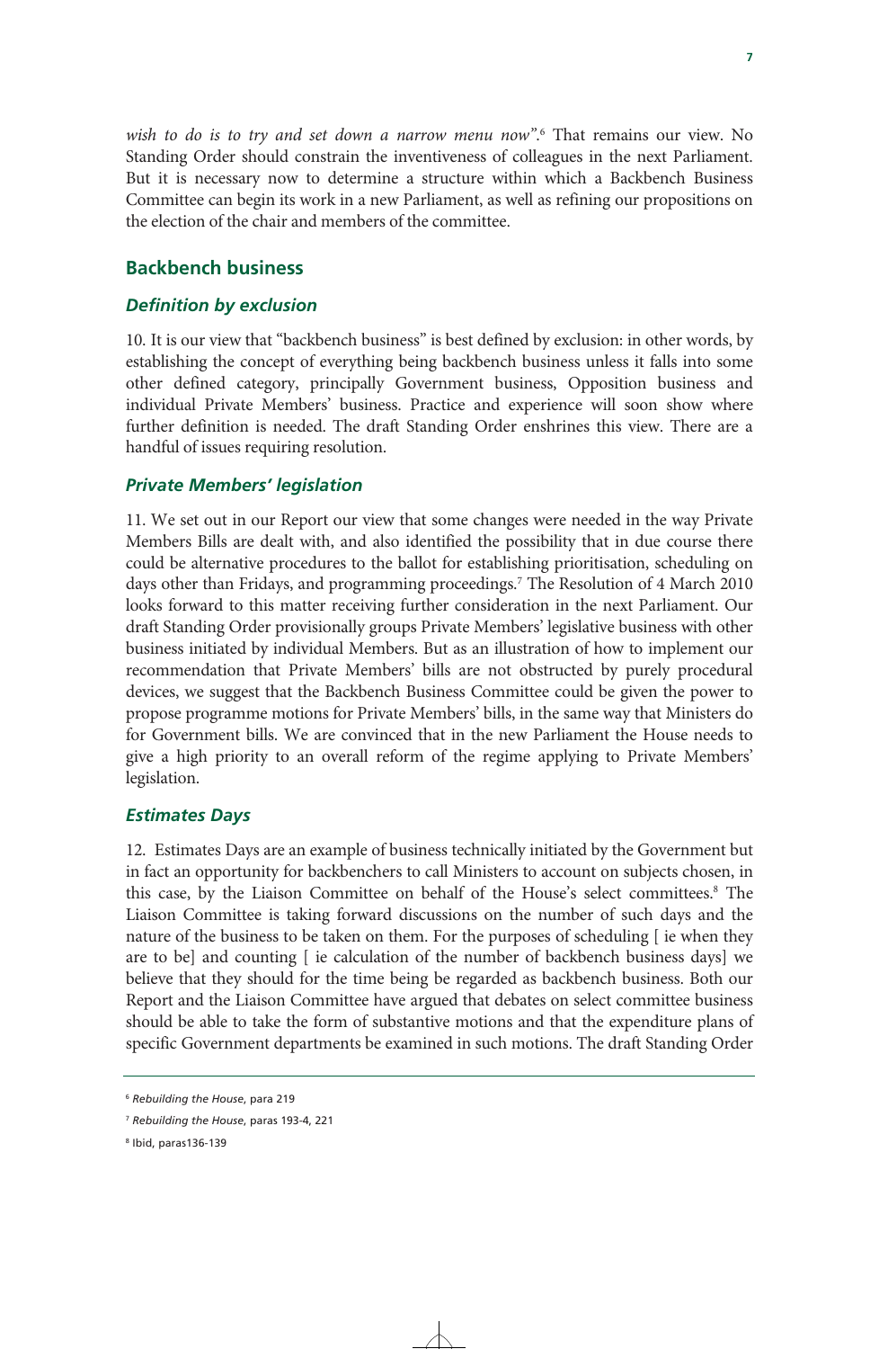*wish to do is to try and set down a narrow menu now*".[6] That remains our view. No Standing Order should constrain the inventiveness of colleagues in the next Parliament. But it is necessary now to determine a structure within which a Backbench Business Committee can begin its work in a new Parliament, as well as refining our propositions on the election of the chair and members of the committee.

## Backbench business

### *Definition by exclusion*

10. It is our view that "backbench business" is best defined by exclusion: in other words, by establishing the concept of everything being backbench business unless it falls into some other defined category, principally Government business, Opposition business and individual Private Members' business. Practice and experience will soon show where further definition is needed. The draft Standing Order enshrines this view. There are a handful of issues requiring resolution.

### *Private Members' legislation*

11. We set out in our Report our view that some changes were needed in the way Private Members Bills are dealt with, and also identified the possibility that in due course there could be alternative procedures to the ballot for establishing prioritisation, scheduling on days other than Fridays, and programming proceedings.[7] The Resolution of 4 March 2010 looks forward to this matter receiving further consideration in the next Parliament. Our draft Standing Order provisionally groups Private Members' legislative business with other business initiated by individual Members. But as an illustration of how to implement our recommendation that Private Members' bills are not obstructed by purely procedural devices, we suggest that the Backbench Business Committee could be given the power to propose programme motions for Private Members' bills, in the same way that Ministers do for Government bills. We are convinced that in the new Parliament the House needs to give a high priority to an overall reform of the regime applying to Private Members' legislation.

### *Estimates Days*

12. Estimates Days are an example of business technically initiated by the Government but in fact an opportunity for backbenchers to call Ministers to account on subjects chosen, in this case, by the Liaison Committee on behalf of the House's select committees.[8] The Liaison Committee is taking forward discussions on the number of such days and the nature of the business to be taken on them. For the purposes of scheduling [ ie when they are to be] and counting [ ie calculation of the number of backbench business days] we believe that they should for the time being be regarded as backbench business. Both our Report and the Liaison Committee have argued that debates on select committee business should be able to take the form of substantive motions and that the expenditure plans of specific Government departments be examined in such motions. The draft Standing Order

---

[6] *Rebuilding the House*, para 219

[7] *Rebuilding the House*, paras 193-4, 221

[8] Ibid, paras136-139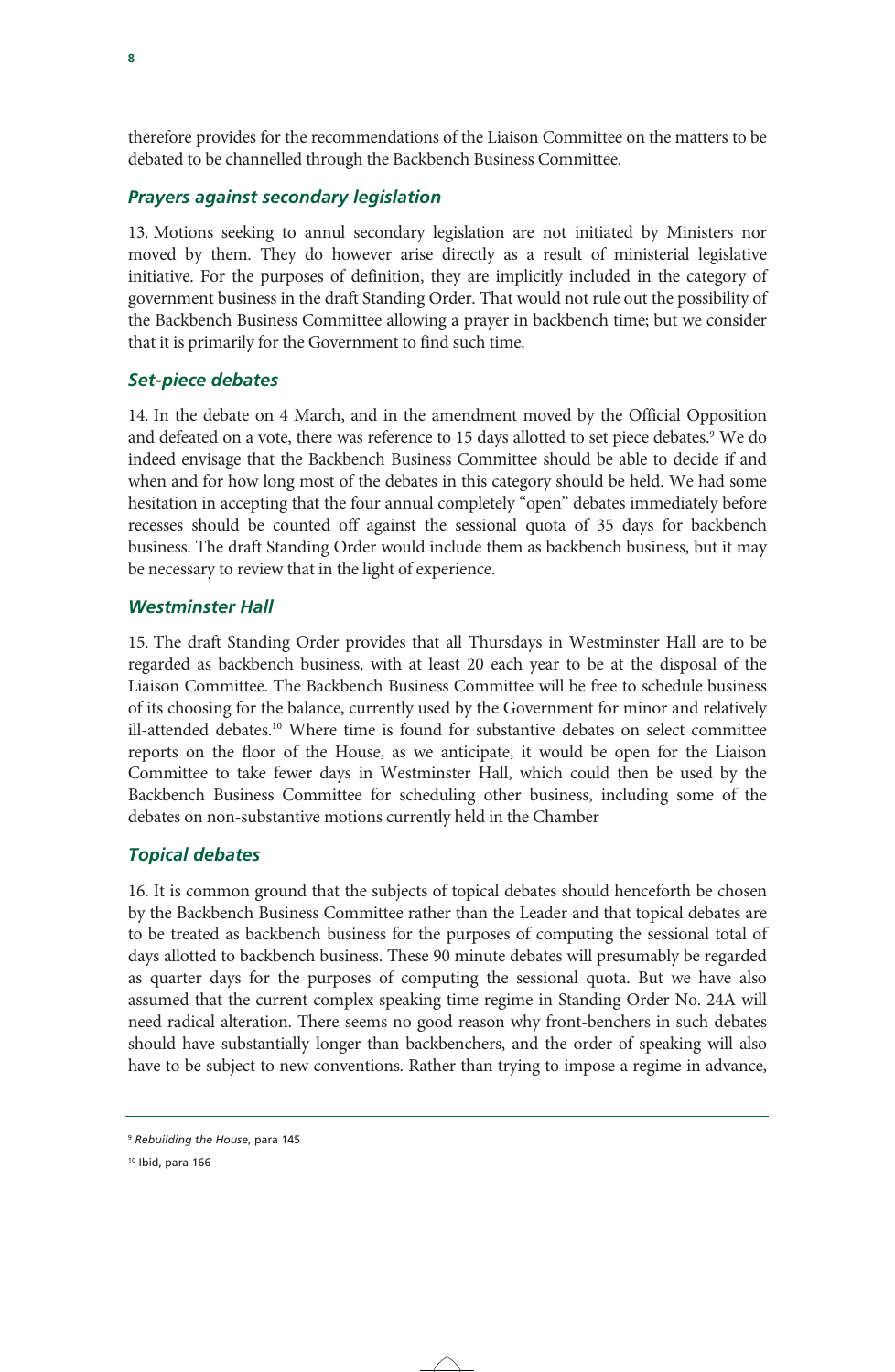therefore provides for the recommendations of the Liaison Committee on the matters to be debated to be channelled through the Backbench Business Committee.

### Prayers against secondary legislation

13. Motions seeking to annul secondary legislation are not initiated by Ministers nor moved by them. They do however arise directly as a result of ministerial legislative initiative. For the purposes of definition, they are implicitly included in the category of government business in the draft Standing Order. That would not rule out the possibility of the Backbench Business Committee allowing a prayer in backbench time; but we consider that it is primarily for the Government to find such time.

### Set-piece debates

14. In the debate on 4 March, and in the amendment moved by the Official Opposition and defeated on a vote, there was reference to 15 days allotted to set piece debates.[9] We do indeed envisage that the Backbench Business Committee should be able to decide if and when and for how long most of the debates in this category should be held. We had some hesitation in accepting that the four annual completely "open" debates immediately before recesses should be counted off against the sessional quota of 35 days for backbench business. The draft Standing Order would include them as backbench business, but it may be necessary to review that in the light of experience.

### Westminster Hall

15. The draft Standing Order provides that all Thursdays in Westminster Hall are to be regarded as backbench business, with at least 20 each year to be at the disposal of the Liaison Committee. The Backbench Business Committee will be free to schedule business of its choosing for the balance, currently used by the Government for minor and relatively ill-attended debates.[10] Where time is found for substantive debates on select committee reports on the floor of the House, as we anticipate, it would be open for the Liaison Committee to take fewer days in Westminster Hall, which could then be used by the Backbench Business Committee for scheduling other business, including some of the debates on non-substantive motions currently held in the Chamber

### Topical debates

16. It is common ground that the subjects of topical debates should henceforth be chosen by the Backbench Business Committee rather than the Leader and that topical debates are to be treated as backbench business for the purposes of computing the sessional total of days allotted to backbench business. These 90 minute debates will presumably be regarded as quarter days for the purposes of computing the sessional quota. But we have also assumed that the current complex speaking time regime in Standing Order No. 24A will need radical alteration. There seems no good reason why front-benchers in such debates should have substantially longer than backbenchers, and the order of speaking will also have to be subject to new conventions. Rather than trying to impose a regime in advance,

---

[9] *Rebuilding the House*, para 145

[10] Ibid, para 166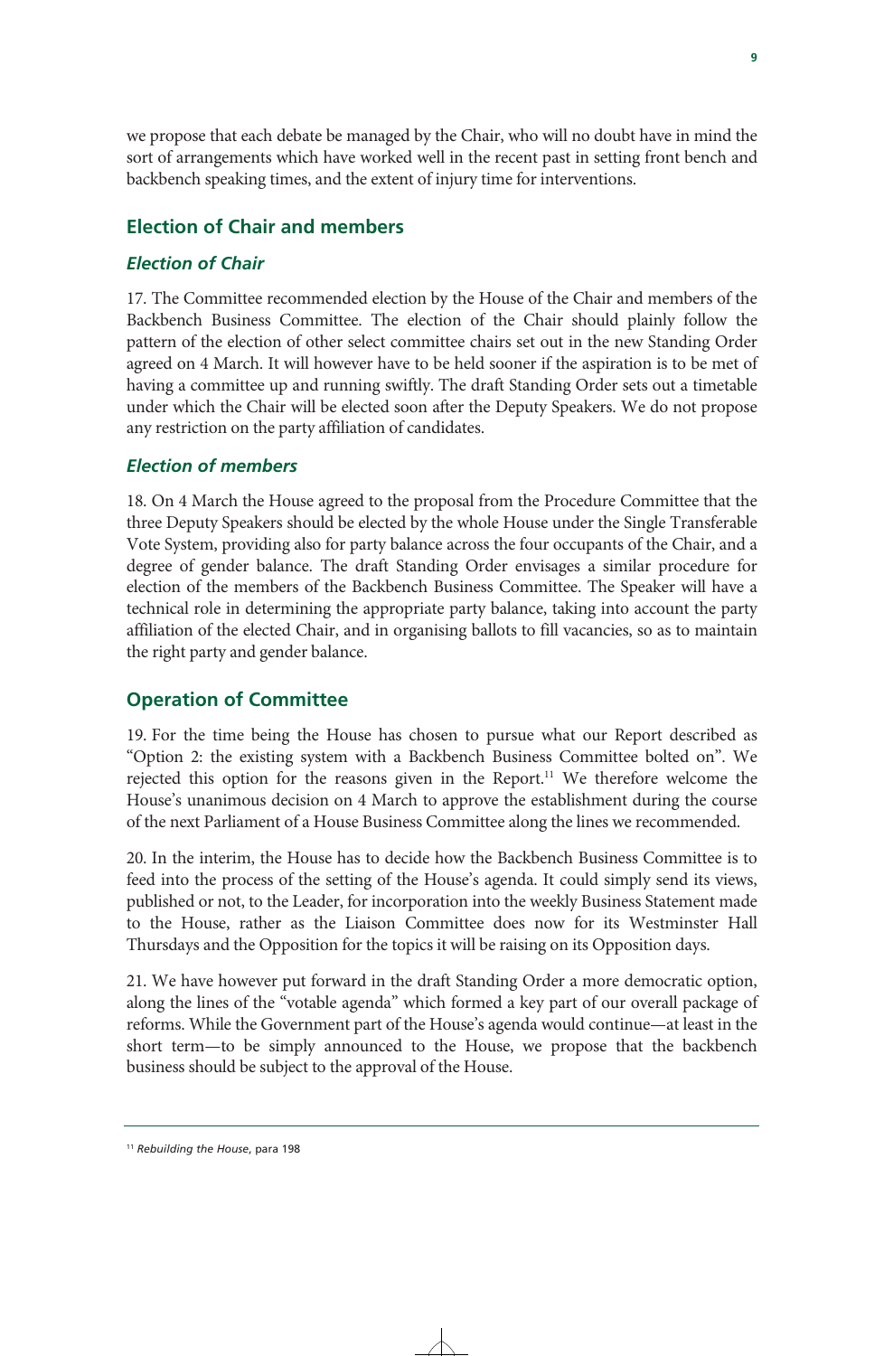we propose that each debate be managed by the Chair, who will no doubt have in mind the sort of arrangements which have worked well in the recent past in setting front bench and backbench speaking times, and the extent of injury time for interventions.

## Election of Chair and members

### *Election of Chair*

17. The Committee recommended election by the House of the Chair and members of the Backbench Business Committee. The election of the Chair should plainly follow the pattern of the election of other select committee chairs set out in the new Standing Order agreed on 4 March. It will however have to be held sooner if the aspiration is to be met of having a committee up and running swiftly. The draft Standing Order sets out a timetable under which the Chair will be elected soon after the Deputy Speakers. We do not propose any restriction on the party affiliation of candidates.

### *Election of members*

18. On 4 March the House agreed to the proposal from the Procedure Committee that the three Deputy Speakers should be elected by the whole House under the Single Transferable Vote System, providing also for party balance across the four occupants of the Chair, and a degree of gender balance. The draft Standing Order envisages a similar procedure for election of the members of the Backbench Business Committee. The Speaker will have a technical role in determining the appropriate party balance, taking into account the party affiliation of the elected Chair, and in organising ballots to fill vacancies, so as to maintain the right party and gender balance.

## Operation of Committee

19. For the time being the House has chosen to pursue what our Report described as "Option 2: the existing system with a Backbench Business Committee bolted on". We rejected this option for the reasons given in the Report.[11] We therefore welcome the House's unanimous decision on 4 March to approve the establishment during the course of the next Parliament of a House Business Committee along the lines we recommended.

20. In the interim, the House has to decide how the Backbench Business Committee is to feed into the process of the setting of the House's agenda. It could simply send its views, published or not, to the Leader, for incorporation into the weekly Business Statement made to the House, rather as the Liaison Committee does now for its Westminster Hall Thursdays and the Opposition for the topics it will be raising on its Opposition days.

21. We have however put forward in the draft Standing Order a more democratic option, along the lines of the "votable agenda" which formed a key part of our overall package of reforms. While the Government part of the House's agenda would continue—at least in the short term—to be simply announced to the House, we propose that the backbench business should be subject to the approval of the House.

---

[11] *Rebuilding the House*, para 198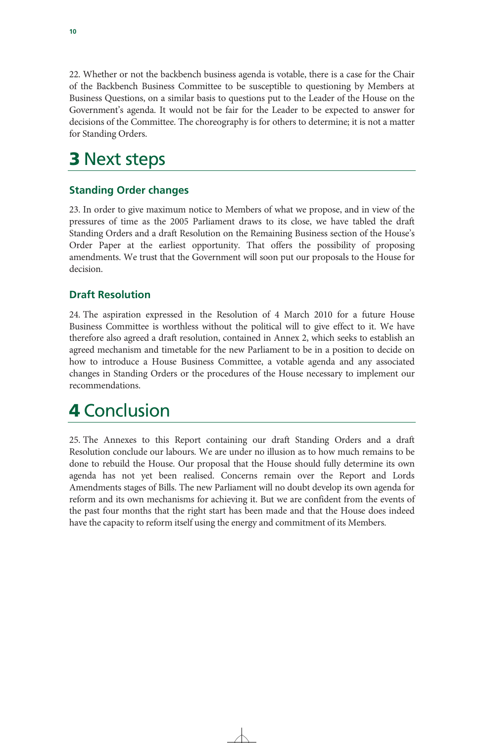22. Whether or not the backbench business agenda is votable, there is a case for the Chair of the Backbench Business Committee to be susceptible to questioning by Members at Business Questions, on a similar basis to questions put to the Leader of the House on the Government's agenda. It would not be fair for the Leader to be expected to answer for decisions of the Committee. The choreography is for others to determine; it is not a matter for Standing Orders.

# 3 Next steps

## Standing Order changes

23. In order to give maximum notice to Members of what we propose, and in view of the pressures of time as the 2005 Parliament draws to its close, we have tabled the draft Standing Orders and a draft Resolution on the Remaining Business section of the House's Order Paper at the earliest opportunity. That offers the possibility of proposing amendments. We trust that the Government will soon put our proposals to the House for decision.

## Draft Resolution

24. The aspiration expressed in the Resolution of 4 March 2010 for a future House Business Committee is worthless without the political will to give effect to it. We have therefore also agreed a draft resolution, contained in Annex 2, which seeks to establish an agreed mechanism and timetable for the new Parliament to be in a position to decide on how to introduce a House Business Committee, a votable agenda and any associated changes in Standing Orders or the procedures of the House necessary to implement our recommendations.

# 4 Conclusion

25. The Annexes to this Report containing our draft Standing Orders and a draft Resolution conclude our labours. We are under no illusion as to how much remains to be done to rebuild the House. Our proposal that the House should fully determine its own agenda has not yet been realised. Concerns remain over the Report and Lords Amendments stages of Bills. The new Parliament will no doubt develop its own agenda for reform and its own mechanisms for achieving it. But we are confident from the events of the past four months that the right start has been made and that the House does indeed have the capacity to reform itself using the energy and commitment of its Members.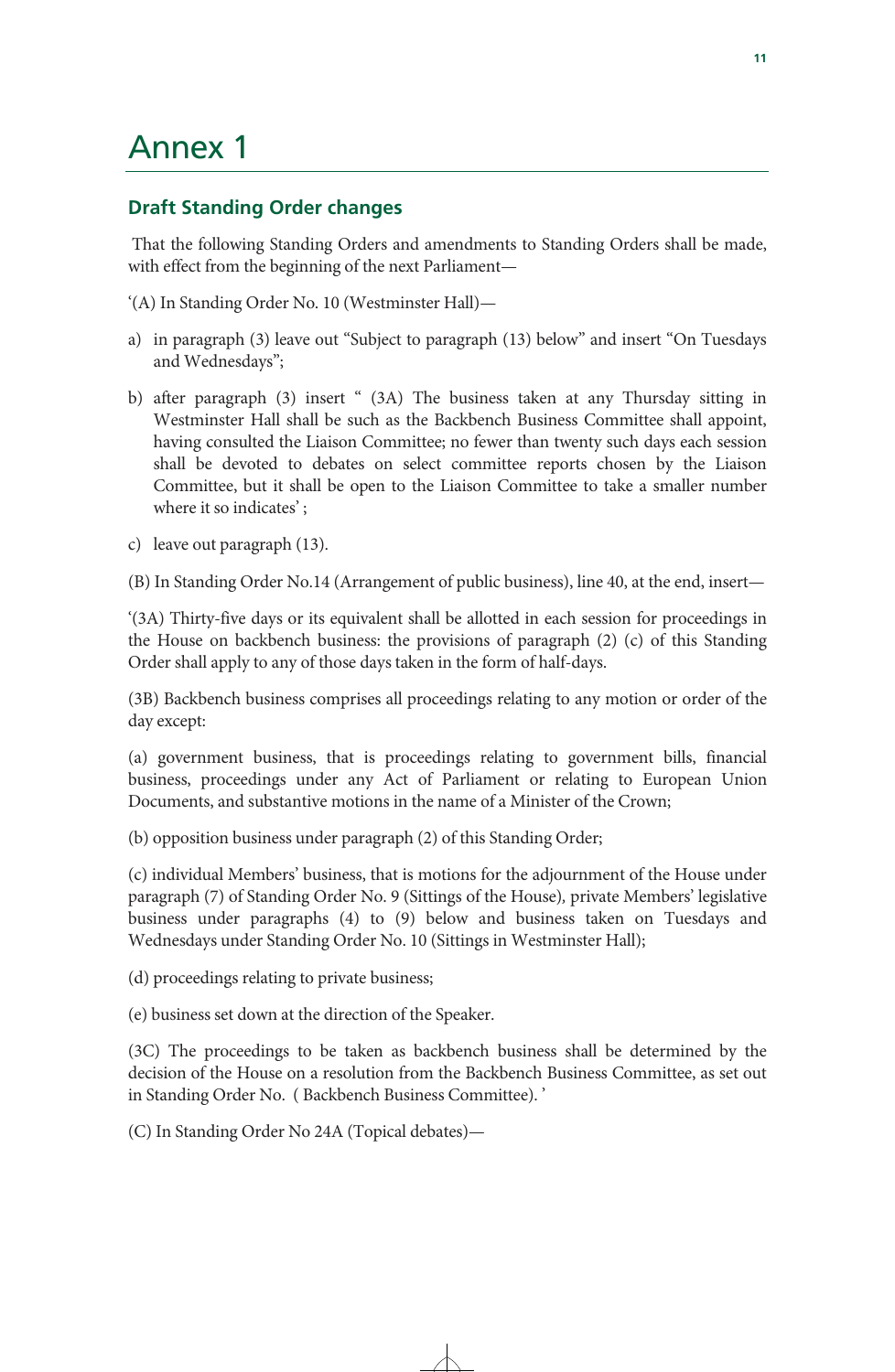# Annex 1

## Draft Standing Order changes

That the following Standing Orders and amendments to Standing Orders shall be made, with effect from the beginning of the next Parliament—

'(A) In Standing Order No. 10 (Westminster Hall)—

a) in paragraph (3) leave out "Subject to paragraph (13) below" and insert "On Tuesdays and Wednesdays";

b) after paragraph (3) insert " (3A) The business taken at any Thursday sitting in Westminster Hall shall be such as the Backbench Business Committee shall appoint, having consulted the Liaison Committee; no fewer than twenty such days each session shall be devoted to debates on select committee reports chosen by the Liaison Committee, but it shall be open to the Liaison Committee to take a smaller number where it so indicates' ;

c) leave out paragraph (13).

(B) In Standing Order No.14 (Arrangement of public business), line 40, at the end, insert—

'(3A) Thirty-five days or its equivalent shall be allotted in each session for proceedings in the House on backbench business: the provisions of paragraph (2) (c) of this Standing Order shall apply to any of those days taken in the form of half-days.

(3B) Backbench business comprises all proceedings relating to any motion or order of the day except:

(a) government business, that is proceedings relating to government bills, financial business, proceedings under any Act of Parliament or relating to European Union Documents, and substantive motions in the name of a Minister of the Crown;

(b) opposition business under paragraph (2) of this Standing Order;

(c) individual Members' business, that is motions for the adjournment of the House under paragraph (7) of Standing Order No. 9 (Sittings of the House), private Members' legislative business under paragraphs (4) to (9) below and business taken on Tuesdays and Wednesdays under Standing Order No. 10 (Sittings in Westminster Hall);

(d) proceedings relating to private business;

(e) business set down at the direction of the Speaker.

(3C) The proceedings to be taken as backbench business shall be determined by the decision of the House on a resolution from the Backbench Business Committee, as set out in Standing Order No.  ( Backbench Business Committee). '

(C) In Standing Order No 24A (Topical debates)—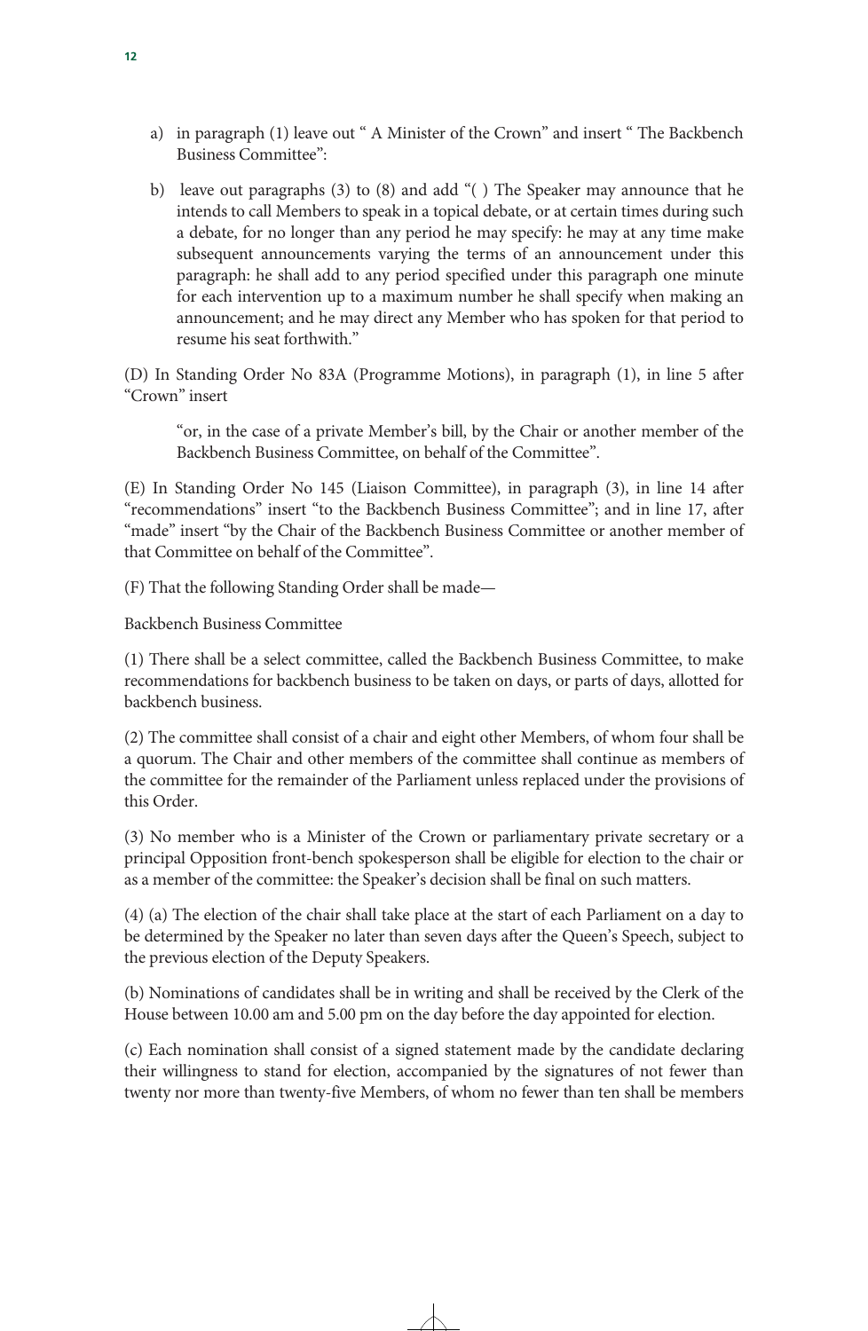a) in paragraph (1) leave out " A Minister of the Crown" and insert " The Backbench Business Committee":

b) leave out paragraphs (3) to (8) and add "( ) The Speaker may announce that he intends to call Members to speak in a topical debate, or at certain times during such a debate, for no longer than any period he may specify: he may at any time make subsequent announcements varying the terms of an announcement under this paragraph: he shall add to any period specified under this paragraph one minute for each intervention up to a maximum number he shall specify when making an announcement; and he may direct any Member who has spoken for that period to resume his seat forthwith."

(D) In Standing Order No 83A (Programme Motions), in paragraph (1), in line 5 after "Crown" insert

> "or, in the case of a private Member's bill, by the Chair or another member of the Backbench Business Committee, on behalf of the Committee".

(E) In Standing Order No 145 (Liaison Committee), in paragraph (3), in line 14 after "recommendations" insert "to the Backbench Business Committee"; and in line 17, after "made" insert "by the Chair of the Backbench Business Committee or another member of that Committee on behalf of the Committee".

(F) That the following Standing Order shall be made—

Backbench Business Committee

(1) There shall be a select committee, called the Backbench Business Committee, to make recommendations for backbench business to be taken on days, or parts of days, allotted for backbench business.

(2) The committee shall consist of a chair and eight other Members, of whom four shall be a quorum. The Chair and other members of the committee shall continue as members of the committee for the remainder of the Parliament unless replaced under the provisions of this Order.

(3) No member who is a Minister of the Crown or parliamentary private secretary or a principal Opposition front-bench spokesperson shall be eligible for election to the chair or as a member of the committee: the Speaker's decision shall be final on such matters.

(4) (a) The election of the chair shall take place at the start of each Parliament on a day to be determined by the Speaker no later than seven days after the Queen's Speech, subject to the previous election of the Deputy Speakers.

(b) Nominations of candidates shall be in writing and shall be received by the Clerk of the House between 10.00 am and 5.00 pm on the day before the day appointed for election.

(c) Each nomination shall consist of a signed statement made by the candidate declaring their willingness to stand for election, accompanied by the signatures of not fewer than twenty nor more than twenty-five Members, of whom no fewer than ten shall be members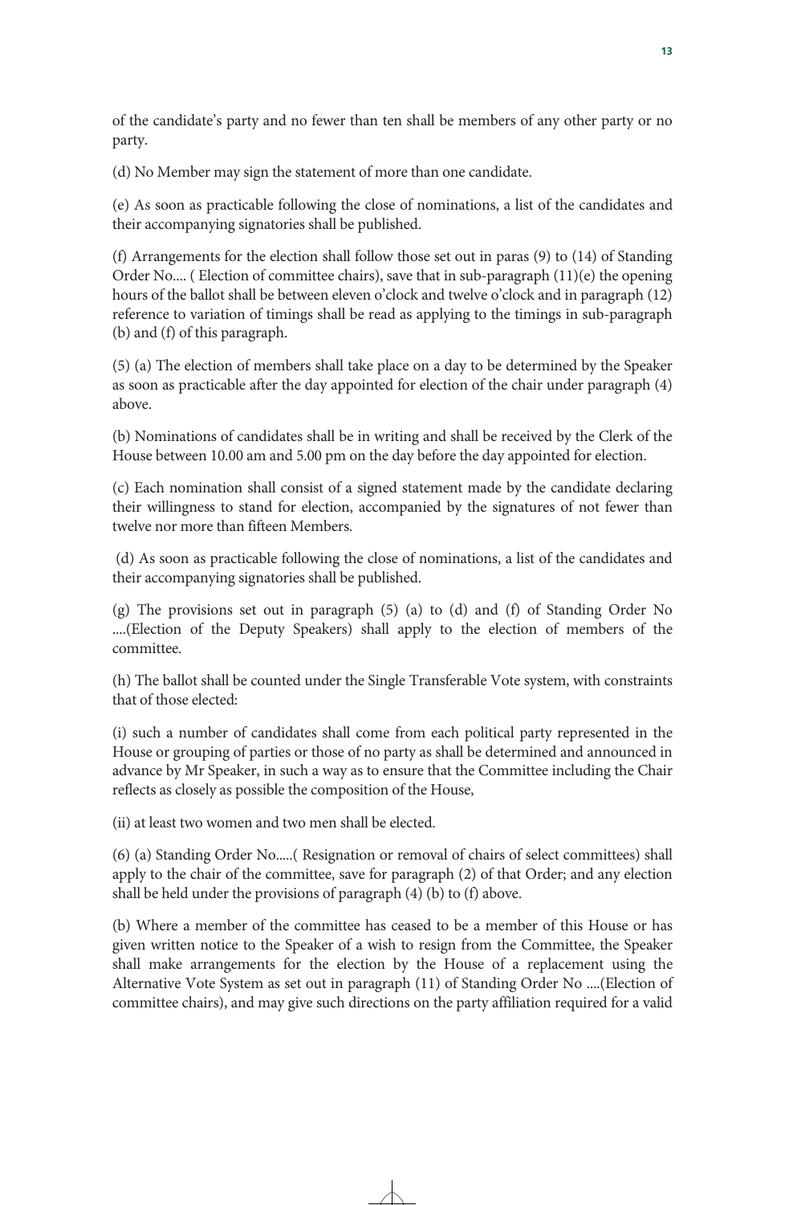of the candidate's party and no fewer than ten shall be members of any other party or no party.

(d) No Member may sign the statement of more than one candidate.

(e) As soon as practicable following the close of nominations, a list of the candidates and their accompanying signatories shall be published.

(f) Arrangements for the election shall follow those set out in paras (9) to (14) of Standing Order No.... ( Election of committee chairs), save that in sub-paragraph (11)(e) the opening hours of the ballot shall be between eleven o'clock and twelve o'clock and in paragraph (12) reference to variation of timings shall be read as applying to the timings in sub-paragraph (b) and (f) of this paragraph.

(5) (a) The election of members shall take place on a day to be determined by the Speaker as soon as practicable after the day appointed for election of the chair under paragraph (4) above.

(b) Nominations of candidates shall be in writing and shall be received by the Clerk of the House between 10.00 am and 5.00 pm on the day before the day appointed for election.

(c) Each nomination shall consist of a signed statement made by the candidate declaring their willingness to stand for election, accompanied by the signatures of not fewer than twelve nor more than fifteen Members.

(d) As soon as practicable following the close of nominations, a list of the candidates and their accompanying signatories shall be published.

(g) The provisions set out in paragraph (5) (a) to (d) and (f) of Standing Order No ....(Election of the Deputy Speakers) shall apply to the election of members of the committee.

(h) The ballot shall be counted under the Single Transferable Vote system, with constraints that of those elected:

(i) such a number of candidates shall come from each political party represented in the House or grouping of parties or those of no party as shall be determined and announced in advance by Mr Speaker, in such a way as to ensure that the Committee including the Chair reflects as closely as possible the composition of the House,

(ii) at least two women and two men shall be elected.

(6) (a) Standing Order No.....( Resignation or removal of chairs of select committees) shall apply to the chair of the committee, save for paragraph (2) of that Order; and any election shall be held under the provisions of paragraph (4) (b) to (f) above.

(b) Where a member of the committee has ceased to be a member of this House or has given written notice to the Speaker of a wish to resign from the Committee, the Speaker shall make arrangements for the election by the House of a replacement using the Alternative Vote System as set out in paragraph (11) of Standing Order No ....(Election of committee chairs), and may give such directions on the party affiliation required for a valid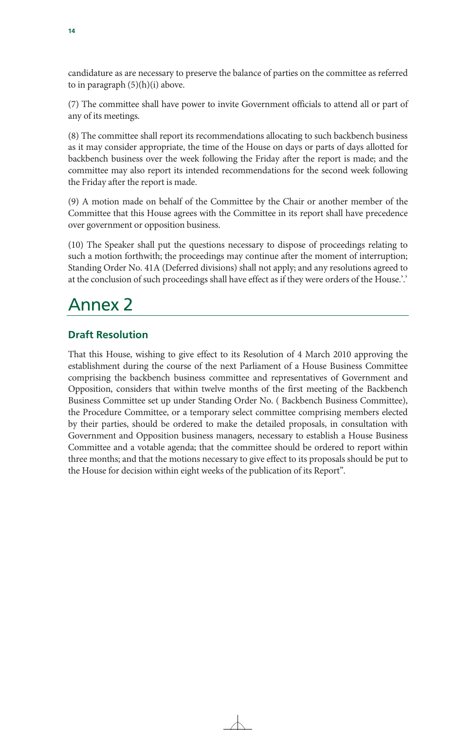candidature as are necessary to preserve the balance of parties on the committee as referred to in paragraph (5)(h)(i) above.

(7) The committee shall have power to invite Government officials to attend all or part of any of its meetings.

(8) The committee shall report its recommendations allocating to such backbench business as it may consider appropriate, the time of the House on days or parts of days allotted for backbench business over the week following the Friday after the report is made; and the committee may also report its intended recommendations for the second week following the Friday after the report is made.

(9) A motion made on behalf of the Committee by the Chair or another member of the Committee that this House agrees with the Committee in its report shall have precedence over government or opposition business.

(10) The Speaker shall put the questions necessary to dispose of proceedings relating to such a motion forthwith; the proceedings may continue after the moment of interruption; Standing Order No. 41A (Deferred divisions) shall not apply; and any resolutions agreed to at the conclusion of such proceedings shall have effect as if they were orders of the House.'.'

# Annex 2

## Draft Resolution

That this House, wishing to give effect to its Resolution of 4 March 2010 approving the establishment during the course of the next Parliament of a House Business Committee comprising the backbench business committee and representatives of Government and Opposition, considers that within twelve months of the first meeting of the Backbench Business Committee set up under Standing Order No. ( Backbench Business Committee), the Procedure Committee, or a temporary select committee comprising members elected by their parties, should be ordered to make the detailed proposals, in consultation with Government and Opposition business managers, necessary to establish a House Business Committee and a votable agenda; that the committee should be ordered to report within three months; and that the motions necessary to give effect to its proposals should be put to the House for decision within eight weeks of the publication of its Report".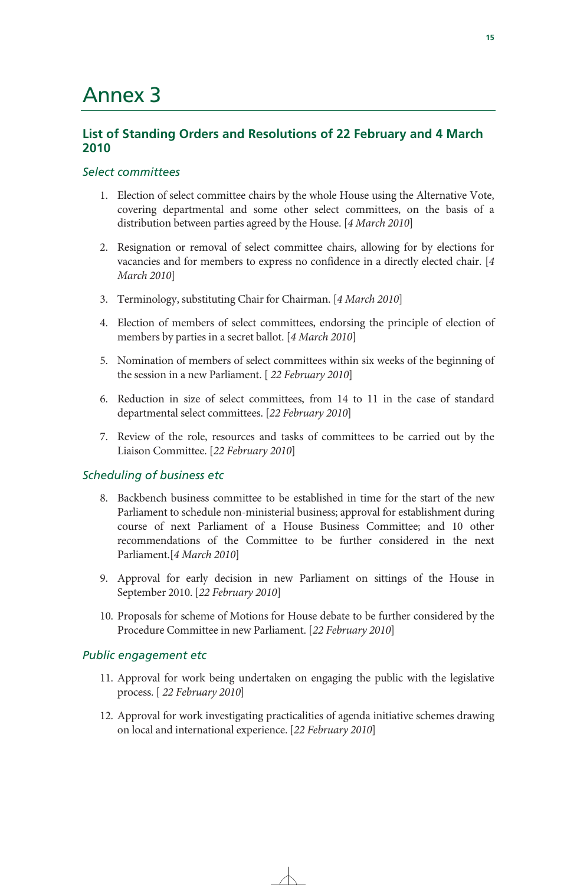# Annex 3

## List of Standing Orders and Resolutions of 22 February and 4 March 2010

### *Select committees*

1. Election of select committee chairs by the whole House using the Alternative Vote, covering departmental and some other select committees, on the basis of a distribution between parties agreed by the House. [*4 March 2010*]

2. Resignation or removal of select committee chairs, allowing for by elections for vacancies and for members to express no confidence in a directly elected chair. [*4 March 2010*]

3. Terminology, substituting Chair for Chairman. [*4 March 2010*]

4. Election of members of select committees, endorsing the principle of election of members by parties in a secret ballot. [*4 March 2010*]

5. Nomination of members of select committees within six weeks of the beginning of the session in a new Parliament. [ *22 February 2010*]

6. Reduction in size of select committees, from 14 to 11 in the case of standard departmental select committees. [*22 February 2010*]

7. Review of the role, resources and tasks of committees to be carried out by the Liaison Committee. [*22 February 2010*]

### *Scheduling of business etc*

8. Backbench business committee to be established in time for the start of the new Parliament to schedule non-ministerial business; approval for establishment during course of next Parliament of a House Business Committee; and 10 other recommendations of the Committee to be further considered in the next Parliament.[*4 March 2010*]

9. Approval for early decision in new Parliament on sittings of the House in September 2010. [*22 February 2010*]

10. Proposals for scheme of Motions for House debate to be further considered by the Procedure Committee in new Parliament. [*22 February 2010*]

### *Public engagement etc*

11. Approval for work being undertaken on engaging the public with the legislative process. [ *22 February 2010*]

12. Approval for work investigating practicalities of agenda initiative schemes drawing on local and international experience. [*22 February 2010*]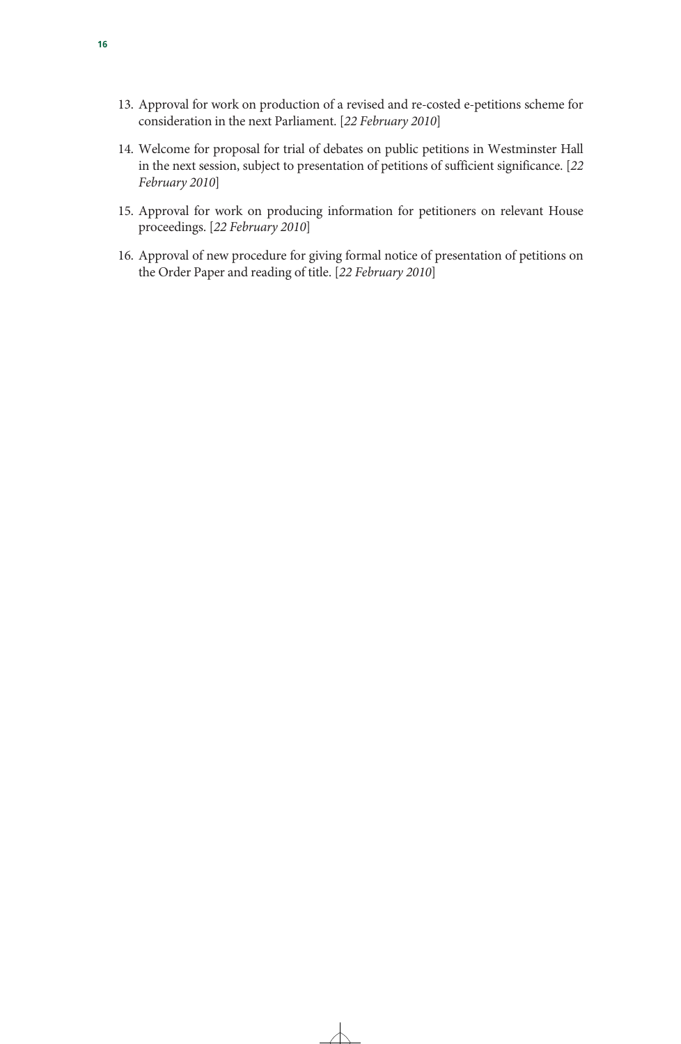13. Approval for work on production of a revised and re-costed e-petitions scheme for consideration in the next Parliament. [*22 February 2010*]

14. Welcome for proposal for trial of debates on public petitions in Westminster Hall in the next session, subject to presentation of petitions of sufficient significance. [*22 February 2010*]

15. Approval for work on producing information for petitioners on relevant House proceedings. [*22 February 2010*]

16. Approval of new procedure for giving formal notice of presentation of petitions on the Order Paper and reading of title. [*22 February 2010*]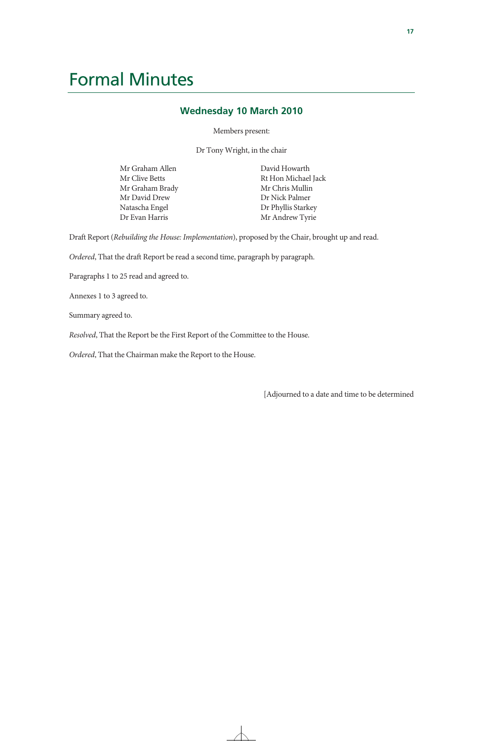# Formal Minutes

## Wednesday 10 March 2010

Members present:

Dr Tony Wright, in the chair

Mr Graham Allen
Mr Clive Betts
Mr Graham Brady
Mr David Drew
Natascha Engel
Dr Evan Harris
David Howarth
Rt Hon Michael Jack
Mr Chris Mullin
Dr Nick Palmer
Dr Phyllis Starkey
Mr Andrew Tyrie

Draft Report (*Rebuilding the House: Implementation*), proposed by the Chair, brought up and read.

*Ordered*, That the draft Report be read a second time, paragraph by paragraph.

Paragraphs 1 to 25 read and agreed to.

Annexes 1 to 3 agreed to.

Summary agreed to.

*Resolved*, That the Report be the First Report of the Committee to the House.

*Ordered*, That the Chairman make the Report to the House.

[Adjourned to a date and time to be determined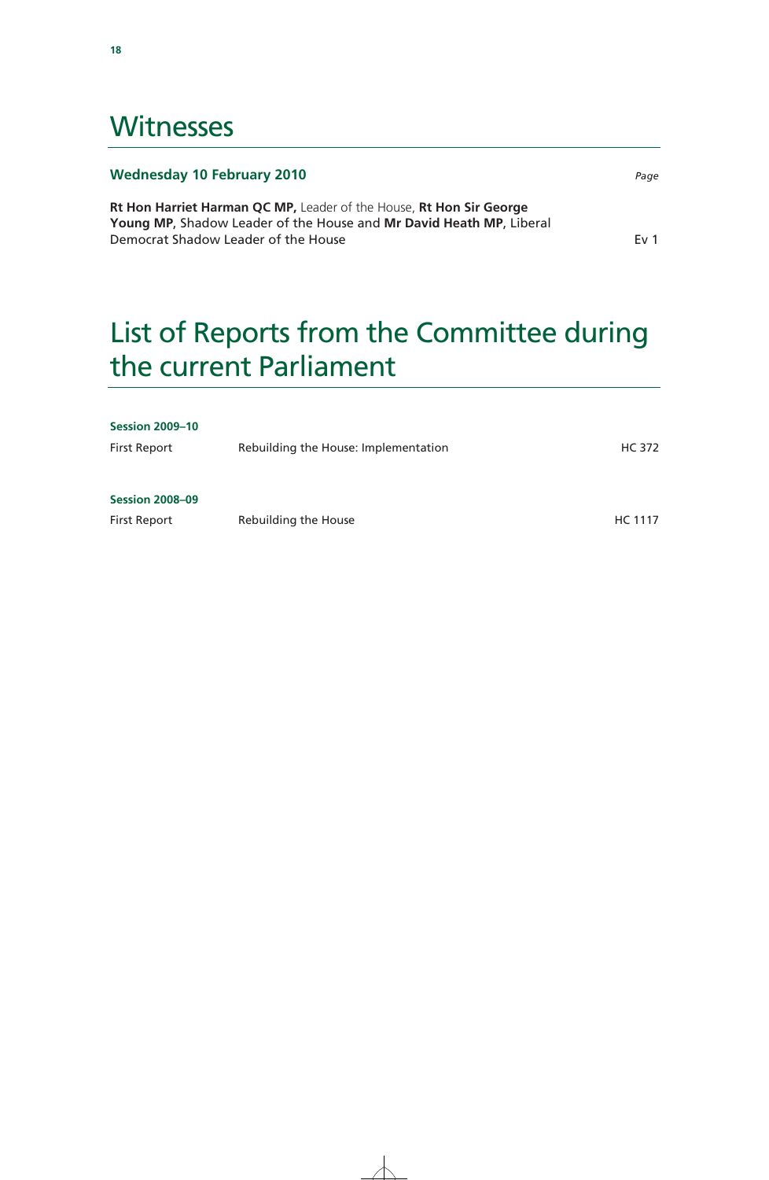# Witnesses

**Wednesday 10 February 2010** *Page*

**Rt Hon Harriet Harman QC MP,** Leader of the House, **Rt Hon Sir George Young MP**, Shadow Leader of the House and **Mr David Heath MP**, Liberal Democrat Shadow Leader of the House Ev 1

# List of Reports from the Committee during the current Parliament

**Session 2009–10**

| | | |
|---|---|---|
| First Report | Rebuilding the House: Implementation | HC 372 |

**Session 2008–09**

| | | |
|---|---|---|
| First Report | Rebuilding the House | HC 1117 |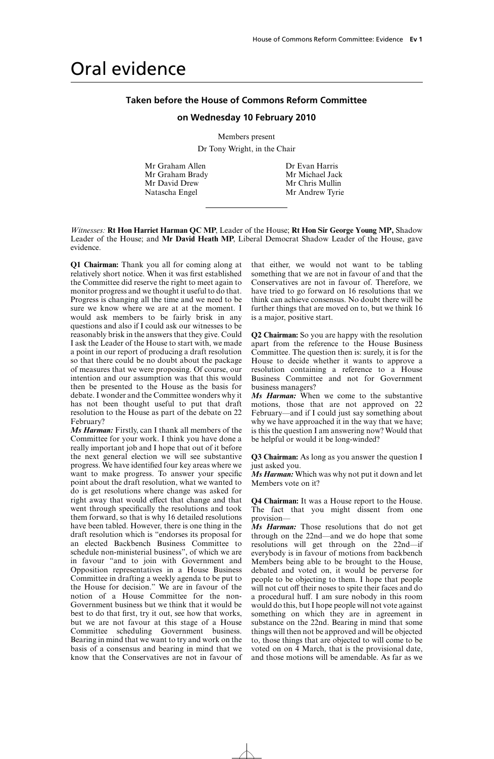# Oral evidence

### Taken before the House of Commons Reform Committee

### on Wednesday 10 February 2010

Members present

Dr Tony Wright, in the Chair

Mr Graham Allen
Mr Graham Brady
Mr David Drew
Natascha Engel
Dr Evan Harris
Mr Michael Jack
Mr Chris Mullin
Mr Andrew Tyrie

---

*Witnesses:* **Rt Hon Harriet Harman QC MP**, Leader of the House; **Rt Hon Sir George Young MP,** Shadow Leader of the House; and **Mr David Heath MP**, Liberal Democrat Shadow Leader of the House, gave evidence.

**Q1 Chairman:** Thank you all for coming along at relatively short notice. When it was first established the Committee did reserve the right to meet again to monitor progress and we thought it useful to do that. Progress is changing all the time and we need to be sure we know where we are at at the moment. I would ask members to be fairly brisk in any questions and also if I could ask our witnesses to be reasonably brisk in the answers that they give. Could I ask the Leader of the House to start with, we made a point in our report of producing a draft resolution so that there could be no doubt about the package of measures that we were proposing. Of course, our intention and our assumption was that this would then be presented to the House as the basis for debate. I wonder and the Committee wonders why it has not been thought useful to put that draft resolution to the House as part of the debate on 22 February?

***Ms Harman:*** Firstly, can I thank all members of the Committee for your work. I think you have done a really important job and I hope that out of it before the next general election we will see substantive progress. We have identified four key areas where we want to make progress. To answer your specific point about the draft resolution, what we wanted to do is get resolutions where change was asked for right away that would effect that change and that went through specifically the resolutions and took them forward, so that is why 16 detailed resolutions have been tabled. However, there is one thing in the draft resolution which is "endorses its proposal for an elected Backbench Business Committee to schedule non-ministerial business", of which we are in favour "and to join with Government and Opposition representatives in a House Business Committee in drafting a weekly agenda to be put to the House for decision." We are in favour of the notion of a House Committee for the non-Government business but we think that it would be best to do that first, try it out, see how that works, but we are not favour at this stage of a House Committee scheduling Government business. Bearing in mind that we want to try and work on the basis of a consensus and bearing in mind that we know that the Conservatives are not in favour of that either, we would not want to be tabling something that we are not in favour of and that the Conservatives are not in favour of. Therefore, we have tried to go forward on 16 resolutions that we think can achieve consensus. No doubt there will be further things that are moved on to, but we think 16 is a major, positive start.

**Q2 Chairman:** So you are happy with the resolution apart from the reference to the House Business Committee. The question then is: surely, it is for the House to decide whether it wants to approve a resolution containing a reference to a House Business Committee and not for Government business managers?

***Ms Harman:*** When we come to the substantive motions, those that are not approved on 22 February—and if I could just say something about why we have approached it in the way that we have; is this the question I am answering now? Would that be helpful or would it be long-winded?

**Q3 Chairman:** As long as you answer the question I just asked you.

***Ms Harman:*** Which was why not put it down and let Members vote on it?

**Q4 Chairman:** It was a House report to the House. The fact that you might dissent from one provision—

***Ms Harman:*** Those resolutions that do not get through on the 22nd—and we do hope that some resolutions will get through on the 22nd—if everybody is in favour of motions from backbench Members being able to be brought to the House, debated and voted on, it would be perverse for people to be objecting to them. I hope that people will not cut off their noses to spite their faces and do a procedural huff. I am sure nobody in this room would do this, but I hope people will not vote against something on which they are in agreement in substance on the 22nd. Bearing in mind that some things will then not be approved and will be objected to, those things that are objected to will come to be voted on on 4 March, that is the provisional date, and those motions will be amendable. As far as we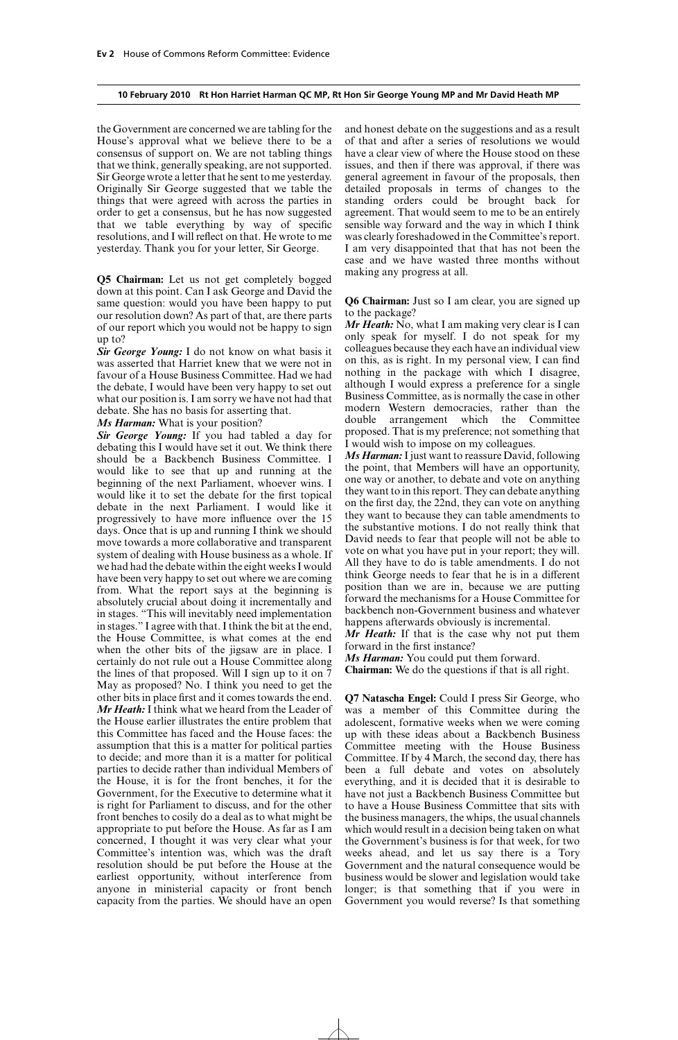the Government are concerned we are tabling for the House's approval what we believe there to be a consensus of support on. We are not tabling things that we think, generally speaking, are not supported. Sir George wrote a letter that he sent to me yesterday. Originally Sir George suggested that we table the things that were agreed with across the parties in order to get a consensus, but he has now suggested that we table everything by way of specific resolutions, and I will reflect on that. He wrote to me yesterday. Thank you for your letter, Sir George.

**Q5 Chairman:** Let us not get completely bogged down at this point. Can I ask George and David the same question: would you have been happy to put our resolution down? Are there parts of our report which you would not be happy to sign up to?

***Sir George Young:*** I do not know on what basis it was asserted that Harriet knew that we were not in favour of a House Business Committee. Had we had the debate, I would have been very happy to set out what our position is. I am sorry we have not had that debate. She has no basis for asserting that.

***Ms Harman:*** What is your position?

***Sir George Young:*** If you had tabled a day for debating this I would have set it out. We think there should be a Backbench Business Committee. I would like to see that up and running at the beginning of the next Parliament, whoever wins. I would like it to set the debate for the first topical debate in the next Parliament. I would like it progressively to have more influence over the 15 days. Once that is up and running I think we should move towards a more collaborative and transparent system of dealing with House business as a whole. If we had had the debate within the eight weeks I would have been very happy to set out where we are coming from. What the report says at the beginning is absolutely crucial about doing it incrementally and in stages. "This will inevitably need implementation in stages." I agree with that. I think the bit at the end, the House Committee, is what comes at the end when the other bits of the jigsaw are in place. I certainly do not rule out a House Committee along the lines of that proposed. Will I sign up to it on 7 May as proposed? No. I think you need to get the other bits in place first and it comes towards the end.

***Mr Heath:*** I think what we heard from the Leader of the House earlier illustrates the entire problem that this Committee has faced and the House faces: the assumption that this is a matter for political parties to decide; and more than it is a matter for political parties to decide rather than individual Members of the House, it is for the front benches, it is for the Government, for the Executive to determine what it is right for Parliament to discuss, and for the other front benches to cosily do a deal as to what might be appropriate to put before the House. As far as I am concerned, I thought it was very clear what your Committee's intention was, which was the draft resolution should be put before the House at the earliest opportunity, without interference from anyone in ministerial capacity or front bench capacity from the parties. We should have an open and honest debate on the suggestions and as a result of that and after a series of resolutions we would have a clear view of where the House stood on these issues, and then if there was approval, if there was general agreement in favour of the proposals, then detailed proposals in terms of changes to the standing orders could be brought back for agreement. That would seem to me to be an entirely sensible way forward and the way in which I think was clearly foreshadowed in the Committee's report. I am very disappointed that that has not been the case and we have wasted three months without making any progress at all.

**Q6 Chairman:** Just so I am clear, you are signed up to the package?

***Mr Heath:*** No, what I am making very clear is I can only speak for myself. I do not speak for my colleagues because they each have an individual view on this, as is right. In my personal view, I can find nothing in the package with which I disagree, although I would express a preference for a single Business Committee, as is normally the case in other modern Western democracies, rather than the double arrangement which the Committee proposed. That is my preference; not something that I would wish to impose on my colleagues.

***Ms Harman:*** I just want to reassure David, following the point, that Members will have an opportunity, one way or another, to debate and vote on anything they want to in this report. They can debate anything on the first day, the 22nd, they can vote on anything they want to because they can table amendments to the substantive motions. I do not really think that David needs to fear that people will not be able to vote on what you have put in your report; they will. All they have to do is table amendments. I do not think George needs to fear that he is in a different position than we are in, because we are putting forward the mechanisms for a House Committee for backbench non-Government business and whatever happens afterwards obviously is incremental.

***Mr Heath:*** If that is the case why not put them forward in the first instance?

***Ms Harman:*** You could put them forward.

**Chairman:** We do the questions if that is all right.

**Q7 Natascha Engel:** Could I press Sir George, who was a member of this Committee during the adolescent, formative weeks when we were coming up with these ideas about a Backbench Business Committee meeting with the House Business Committee. If by 4 March, the second day, there has been a full debate and votes on absolutely everything, and it is decided that it is desirable to have not just a Backbench Business Committee but to have a House Business Committee that sits with the business managers, the whips, the usual channels which would result in a decision being taken on what the Government's business is for that week, for two weeks ahead, and let us say there is a Tory Government and the natural consequence would be business would be slower and legislation would take longer; is that something that if you were in Government you would reverse? Is that something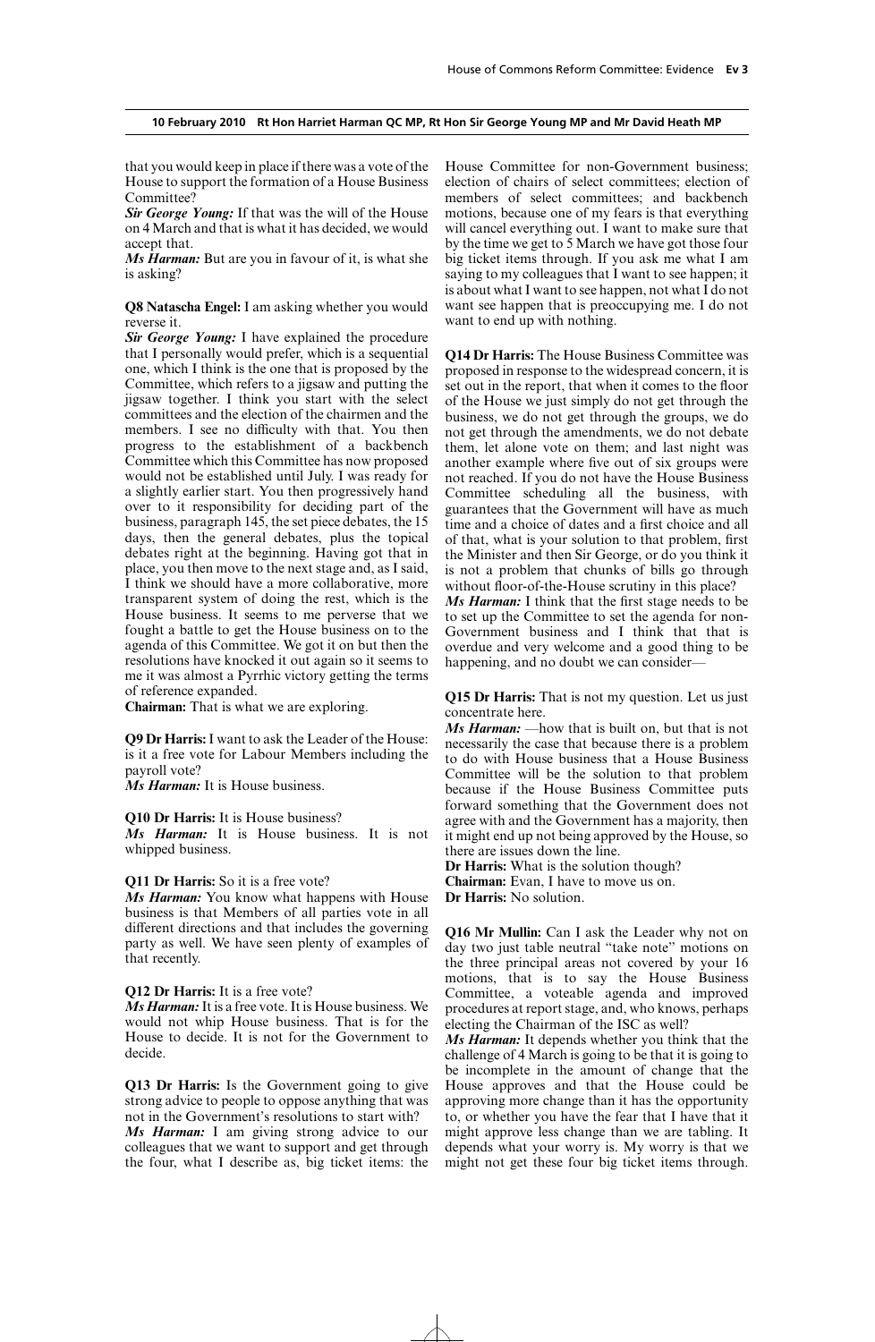that you would keep in place if there was a vote of the House to support the formation of a House Business Committee?

***Sir George Young:*** If that was the will of the House on 4 March and that is what it has decided, we would accept that.

***Ms Harman:*** But are you in favour of it, is what she is asking?

**Q8 Natascha Engel:** I am asking whether you would reverse it.

***Sir George Young:*** I have explained the procedure that I personally would prefer, which is a sequential one, which I think is the one that is proposed by the Committee, which refers to a jigsaw and putting the jigsaw together. I think you start with the select committees and the election of the chairmen and the members. I see no difficulty with that. You then progress to the establishment of a backbench Committee which this Committee has now proposed would not be established until July. I was ready for a slightly earlier start. You then progressively hand over to it responsibility for deciding part of the business, paragraph 145, the set piece debates, the 15 days, then the general debates, plus the topical debates right at the beginning. Having got that in place, you then move to the next stage and, as I said, I think we should have a more collaborative, more transparent system of doing the rest, which is the House business. It seems to me perverse that we fought a battle to get the House business on to the agenda of this Committee. We got it on but then the resolutions have knocked it out again so it seems to me it was almost a Pyrrhic victory getting the terms of reference expanded.

**Chairman:** That is what we are exploring.

**Q9 Dr Harris:** I want to ask the Leader of the House: is it a free vote for Labour Members including the payroll vote?

***Ms Harman:*** It is House business.

**Q10 Dr Harris:** It is House business?

***Ms Harman:*** It is House business. It is not whipped business.

**Q11 Dr Harris:** So it is a free vote?

***Ms Harman:*** You know what happens with House business is that Members of all parties vote in all different directions and that includes the governing party as well. We have seen plenty of examples of that recently.

**Q12 Dr Harris:** It is a free vote?

***Ms Harman:*** It is a free vote. It is House business. We would not whip House business. That is for the House to decide. It is not for the Government to decide.

**Q13 Dr Harris:** Is the Government going to give strong advice to people to oppose anything that was not in the Government's resolutions to start with?

***Ms Harman:*** I am giving strong advice to our colleagues that we want to support and get through the four, what I describe as, big ticket items: the House Committee for non-Government business; election of chairs of select committees; election of members of select committees; and backbench motions, because one of my fears is that everything will cancel everything out. I want to make sure that by the time we get to 5 March we have got those four big ticket items through. If you ask me what I am saying to my colleagues that I want to see happen; it is about what I want to see happen, not what I do not want see happen that is preoccupying me. I do not want to end up with nothing.

**Q14 Dr Harris:** The House Business Committee was proposed in response to the widespread concern, it is set out in the report, that when it comes to the floor of the House we just simply do not get through the business, we do not get through the groups, we do not get through the amendments, we do not debate them, let alone vote on them; and last night was another example where five out of six groups were not reached. If you do not have the House Business Committee scheduling all the business, with guarantees that the Government will have as much time and a choice of dates and a first choice and all of that, what is your solution to that problem, first the Minister and then Sir George, or do you think it is not a problem that chunks of bills go through without floor-of-the-House scrutiny in this place?

***Ms Harman:*** I think that the first stage needs to be to set up the Committee to set the agenda for non-Government business and I think that that is overdue and very welcome and a good thing to be happening, and no doubt we can consider—

**Q15 Dr Harris:** That is not my question. Let us just concentrate here.

***Ms Harman:*** —how that is built on, but that is not necessarily the case that because there is a problem to do with House business that a House Business Committee will be the solution to that problem because if the House Business Committee puts forward something that the Government does not agree with and the Government has a majority, then it might end up not being approved by the House, so there are issues down the line.

**Dr Harris:** What is the solution though?

**Chairman:** Evan, I have to move us on.

**Dr Harris:** No solution.

**Q16 Mr Mullin:** Can I ask the Leader why not on day two just table neutral "take note" motions on the three principal areas not covered by your 16 motions, that is to say the House Business Committee, a voteable agenda and improved procedures at report stage, and, who knows, perhaps electing the Chairman of the ISC as well?

***Ms Harman:*** It depends whether you think that the challenge of 4 March is going to be that it is going to be incomplete in the amount of change that the House approves and that the House could be approving more change than it has the opportunity to, or whether you have the fear that I have that it might approve less change than we are tabling. It depends what your worry is. My worry is that we might not get these four big ticket items through.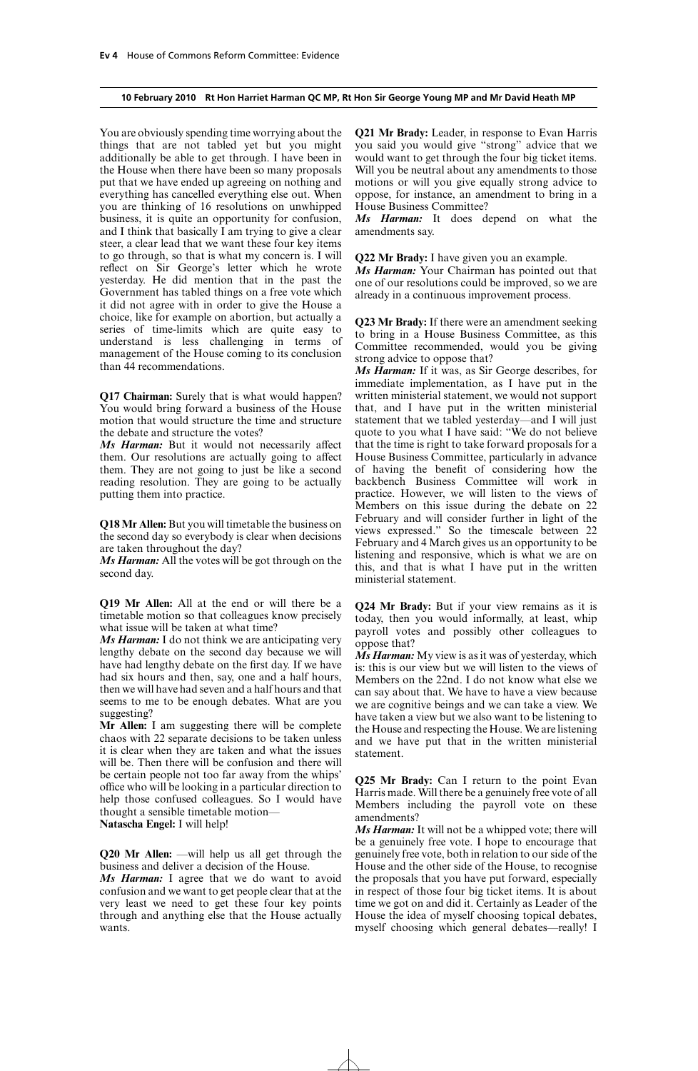**10 February 2010 Rt Hon Harriet Harman QC MP, Rt Hon Sir George Young MP and Mr David Heath MP**

You are obviously spending time worrying about the things that are not tabled yet but you might additionally be able to get through. I have been in the House when there have been so many proposals put that we have ended up agreeing on nothing and everything has cancelled everything else out. When you are thinking of 16 resolutions on unwhipped business, it is quite an opportunity for confusion, and I think that basically I am trying to give a clear steer, a clear lead that we want these four key items to go through, so that is what my concern is. I will reflect on Sir George's letter which he wrote yesterday. He did mention that in the past the Government has tabled things on a free vote which it did not agree with in order to give the House a choice, like for example on abortion, but actually a series of time-limits which are quite easy to understand is less challenging in terms of management of the House coming to its conclusion than 44 recommendations.

**Q17 Chairman:** Surely that is what would happen? You would bring forward a business of the House motion that would structure the time and structure the debate and structure the votes?

*Ms Harman:* But it would not necessarily affect them. Our resolutions are actually going to affect them. They are not going to just be like a second reading resolution. They are going to be actually putting them into practice.

**Q18 Mr Allen:** But you will timetable the business on the second day so everybody is clear when decisions are taken throughout the day?

*Ms Harman:* All the votes will be got through on the second day.

**Q19 Mr Allen:** All at the end or will there be a timetable motion so that colleagues know precisely what issue will be taken at what time?

*Ms Harman:* I do not think we are anticipating very lengthy debate on the second day because we will have had lengthy debate on the first day. If we have had six hours and then, say, one and a half hours, then we will have had seven and a half hours and that seems to me to be enough debates. What are you suggesting?

**Mr Allen:** I am suggesting there will be complete chaos with 22 separate decisions to be taken unless it is clear when they are taken and what the issues will be. Then there will be confusion and there will be certain people not too far away from the whips' office who will be looking in a particular direction to help those confused colleagues. So I would have thought a sensible timetable motion—

**Natascha Engel:** I will help!

**Q20 Mr Allen:** —will help us all get through the business and deliver a decision of the House.

*Ms Harman:* I agree that we do want to avoid confusion and we want to get people clear that at the very least we need to get these four key points through and anything else that the House actually wants.

**Q21 Mr Brady:** Leader, in response to Evan Harris you said you would give "strong" advice that we would want to get through the four big ticket items. Will you be neutral about any amendments to those motions or will you give equally strong advice to oppose, for instance, an amendment to bring in a House Business Committee?

*Ms Harman:* It does depend on what the amendments say.

**Q22 Mr Brady:** I have given you an example.

*Ms Harman:* Your Chairman has pointed out that one of our resolutions could be improved, so we are already in a continuous improvement process.

**Q23 Mr Brady:** If there were an amendment seeking to bring in a House Business Committee, as this Committee recommended, would you be giving strong advice to oppose that?

*Ms Harman:* If it was, as Sir George describes, for immediate implementation, as I have put in the written ministerial statement, we would not support that, and I have put in the written ministerial statement that we tabled yesterday—and I will just quote to you what I have said: "We do not believe that the time is right to take forward proposals for a House Business Committee, particularly in advance of having the benefit of considering how the backbench Business Committee will work in practice. However, we will listen to the views of Members on this issue during the debate on 22 February and will consider further in light of the views expressed." So the timescale between 22 February and 4 March gives us an opportunity to be listening and responsive, which is what we are on this, and that is what I have put in the written ministerial statement.

**Q24 Mr Brady:** But if your view remains as it is today, then you would informally, at least, whip payroll votes and possibly other colleagues to oppose that?

*Ms Harman:* My view is as it was of yesterday, which is: this is our view but we will listen to the views of Members on the 22nd. I do not know what else we can say about that. We have to have a view because we are cognitive beings and we can take a view. We have taken a view but we also want to be listening to the House and respecting the House. We are listening and we have put that in the written ministerial statement.

**Q25 Mr Brady:** Can I return to the point Evan Harris made. Will there be a genuinely free vote of all Members including the payroll vote on these amendments?

*Ms Harman:* It will not be a whipped vote; there will be a genuinely free vote. I hope to encourage that genuinely free vote, both in relation to our side of the House and the other side of the House, to recognise the proposals that you have put forward, especially in respect of those four big ticket items. It is about time we got on and did it. Certainly as Leader of the House the idea of myself choosing topical debates, myself choosing which general debates—really! I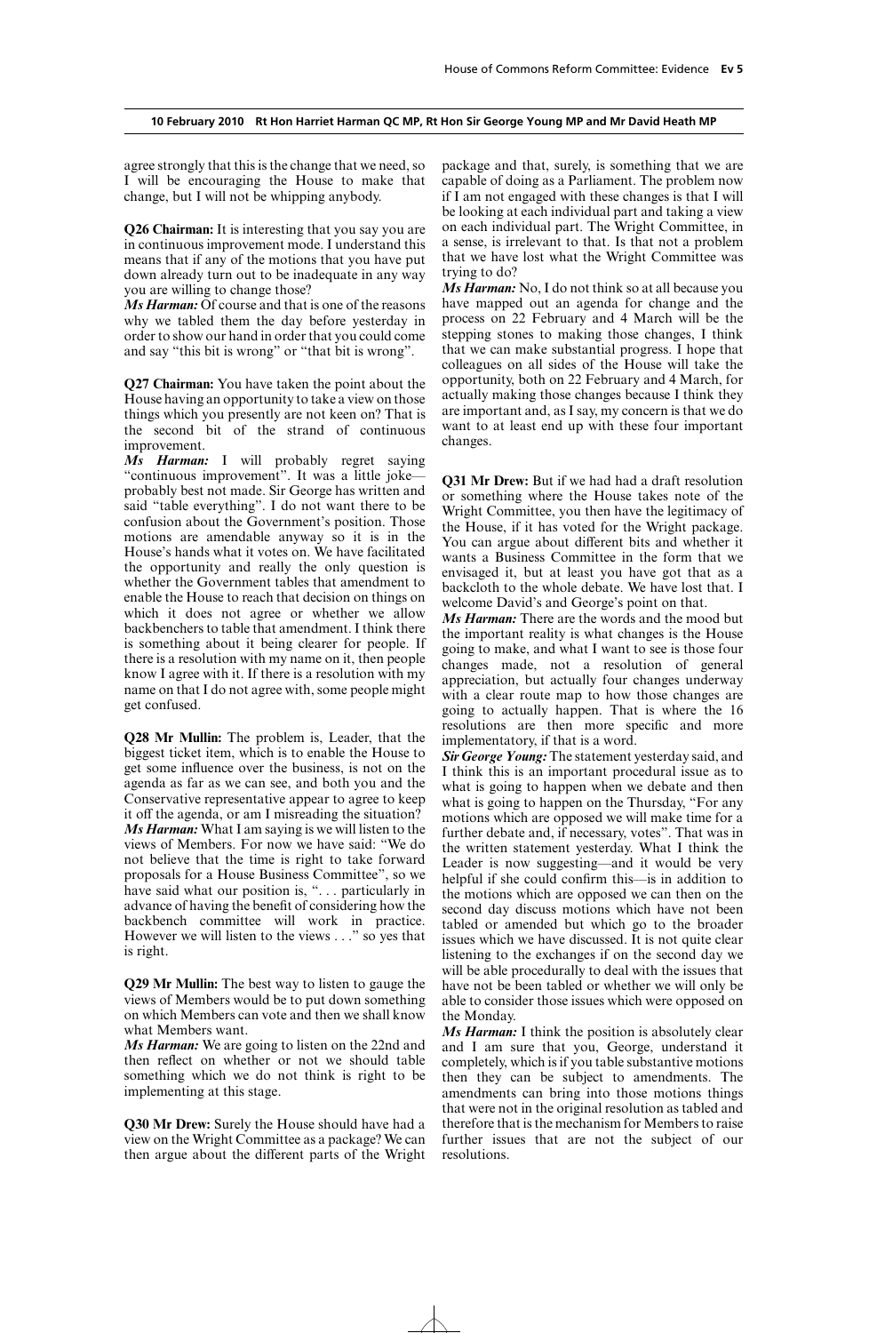agree strongly that this is the change that we need, so I will be encouraging the House to make that change, but I will not be whipping anybody.

**Q26 Chairman:** It is interesting that you say you are in continuous improvement mode. I understand this means that if any of the motions that you have put down already turn out to be inadequate in any way you are willing to change those?

***Ms Harman:*** Of course and that is one of the reasons why we tabled them the day before yesterday in order to show our hand in order that you could come and say "this bit is wrong" or "that bit is wrong".

**Q27 Chairman:** You have taken the point about the House having an opportunity to take a view on those things which you presently are not keen on? That is the second bit of the strand of continuous improvement.

***Ms Harman:*** I will probably regret saying "continuous improvement". It was a little joke—probably best not made. Sir George has written and said "table everything". I do not want there to be confusion about the Government's position. Those motions are amendable anyway so it is in the House's hands what it votes on. We have facilitated the opportunity and really the only question is whether the Government tables that amendment to enable the House to reach that decision on things on which it does not agree or whether we allow backbenchers to table that amendment. I think there is something about it being clearer for people. If there is a resolution with my name on it, then people know I agree with it. If there is a resolution with my name on that I do not agree with, some people might get confused.

**Q28 Mr Mullin:** The problem is, Leader, that the biggest ticket item, which is to enable the House to get some influence over the business, is not on the agenda as far as we can see, and both you and the Conservative representative appear to agree to keep it off the agenda, or am I misreading the situation?

***Ms Harman:*** What I am saying is we will listen to the views of Members. For now we have said: "We do not believe that the time is right to take forward proposals for a House Business Committee", so we have said what our position is, ". . . particularly in advance of having the benefit of considering how the backbench committee will work in practice. However we will listen to the views . . ." so yes that is right.

**Q29 Mr Mullin:** The best way to listen to gauge the views of Members would be to put down something on which Members can vote and then we shall know what Members want.

***Ms Harman:*** We are going to listen on the 22nd and then reflect on whether or not we should table something which we do not think is right to be implementing at this stage.

**Q30 Mr Drew:** Surely the House should have had a view on the Wright Committee as a package? We can then argue about the different parts of the Wright package and that, surely, is something that we are capable of doing as a Parliament. The problem now if I am not engaged with these changes is that I will be looking at each individual part and taking a view on each individual part. The Wright Committee, in a sense, is irrelevant to that. Is that not a problem that we have lost what the Wright Committee was trying to do?

***Ms Harman:*** No, I do not think so at all because you have mapped out an agenda for change and the process on 22 February and 4 March will be the stepping stones to making those changes, I think that we can make substantial progress. I hope that colleagues on all sides of the House will take the opportunity, both on 22 February and 4 March, for actually making those changes because I think they are important and, as I say, my concern is that we do want to at least end up with these four important changes.

**Q31 Mr Drew:** But if we had had a draft resolution or something where the House takes note of the Wright Committee, you then have the legitimacy of the House, if it has voted for the Wright package. You can argue about different bits and whether it wants a Business Committee in the form that we envisaged it, but at least you have got that as a backcloth to the whole debate. We have lost that. I welcome David's and George's point on that.

***Ms Harman:*** There are the words and the mood but the important reality is what changes is the House going to make, and what I want to see is those four changes made, not a resolution of general appreciation, but actually four changes underway with a clear route map to how those changes are going to actually happen. That is where the 16 resolutions are then more specific and more implementatory, if that is a word.

***Sir George Young:*** The statement yesterday said, and I think this is an important procedural issue as to what is going to happen when we debate and then what is going to happen on the Thursday, "For any motions which are opposed we will make time for a further debate and, if necessary, votes". That was in the written statement yesterday. What I think the Leader is now suggesting—and it would be very helpful if she could confirm this—is in addition to the motions which are opposed we can then on the second day discuss motions which have not been tabled or amended but which go to the broader issues which we have discussed. It is not quite clear listening to the exchanges if on the second day we will be able procedurally to deal with the issues that have not be been tabled or whether we will only be able to consider those issues which were opposed on the Monday.

***Ms Harman:*** I think the position is absolutely clear and I am sure that you, George, understand it completely, which is if you table substantive motions then they can be subject to amendments. The amendments can bring into those motions things that were not in the original resolution as tabled and therefore that is the mechanism for Members to raise further issues that are not the subject of our resolutions.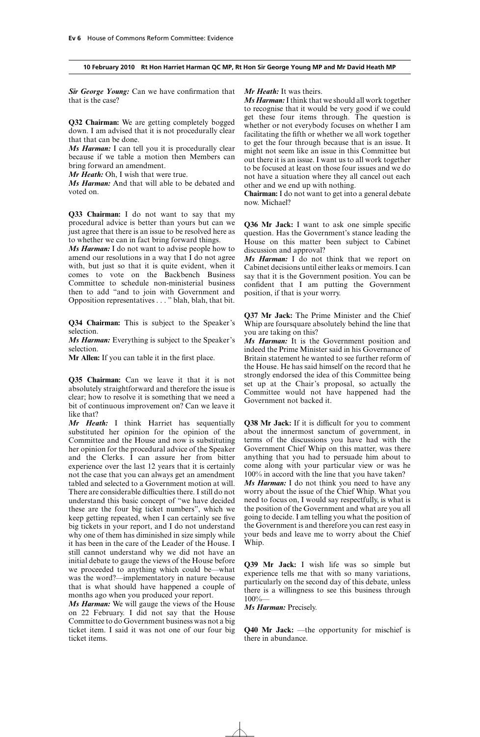*Sir George Young:* Can we have confirmation that that is the case?

**Q32 Chairman:** We are getting completely bogged down. I am advised that it is not procedurally clear that that can be done.

*Ms Harman:* I can tell you it is procedurally clear because if we table a motion then Members can bring forward an amendment.

*Mr Heath:* Oh, I wish that were true.

*Ms Harman:* And that will able to be debated and voted on.

**Q33 Chairman:** I do not want to say that my procedural advice is better than yours but can we just agree that there is an issue to be resolved here as to whether we can in fact bring forward things.

*Ms Harman:* I do not want to advise people how to amend our resolutions in a way that I do not agree with, but just so that it is quite evident, when it comes to vote on the Backbench Business Committee to schedule non-ministerial business then to add "and to join with Government and Opposition representatives . . . " blah, blah, that bit.

**Q34 Chairman:** This is subject to the Speaker's selection.

*Ms Harman:* Everything is subject to the Speaker's selection.

**Mr Allen:** If you can table it in the first place.

**Q35 Chairman:** Can we leave it that it is not absolutely straightforward and therefore the issue is clear; how to resolve it is something that we need a bit of continuous improvement on? Can we leave it like that?

*Mr Heath:* I think Harriet has sequentially substituted her opinion for the opinion of the Committee and the House and now is substituting her opinion for the procedural advice of the Speaker and the Clerks. I can assure her from bitter experience over the last 12 years that it is certainly not the case that you can always get an amendment tabled and selected to a Government motion at will. There are considerable difficulties there. I still do not understand this basic concept of "we have decided these are the four big ticket numbers", which we keep getting repeated, when I can certainly see five big tickets in your report, and I do not understand why one of them has diminished in size simply while it has been in the care of the Leader of the House. I still cannot understand why we did not have an initial debate to gauge the views of the House before we proceeded to anything which could be—what was the word?—implementatory in nature because that is what should have happened a couple of months ago when you produced your report.

*Ms Harman:* We will gauge the views of the House on 22 February. I did not say that the House Committee to do Government business was not a big ticket item. I said it was not one of our four big ticket items.

*Mr Heath:* It was theirs.

*Ms Harman:* I think that we should all work together to recognise that it would be very good if we could get these four items through. The question is whether or not everybody focuses on whether I am facilitating the fifth or whether we all work together to get the four through because that is an issue. It might not seem like an issue in this Committee but out there it is an issue. I want us to all work together to be focused at least on those four issues and we do not have a situation where they all cancel out each other and we end up with nothing.

**Chairman:** I do not want to get into a general debate now. Michael?

**Q36 Mr Jack:** I want to ask one simple specific question. Has the Government's stance leading the House on this matter been subject to Cabinet discussion and approval?

*Ms Harman:* I do not think that we report on Cabinet decisions until either leaks or memoirs. I can say that it is the Government position. You can be confident that I am putting the Government position, if that is your worry.

**Q37 Mr Jack:** The Prime Minister and the Chief Whip are foursquare absolutely behind the line that you are taking on this?

*Ms Harman:* It is the Government position and indeed the Prime Minister said in his Governance of Britain statement he wanted to see further reform of the House. He has said himself on the record that he strongly endorsed the idea of this Committee being set up at the Chair's proposal, so actually the Committee would not have happened had the Government not backed it.

**Q38 Mr Jack:** If it is difficult for you to comment about the innermost sanctum of government, in terms of the discussions you have had with the Government Chief Whip on this matter, was there anything that you had to persuade him about to come along with your particular view or was he 100% in accord with the line that you have taken?

*Ms Harman:* I do not think you need to have any worry about the issue of the Chief Whip. What you need to focus on, I would say respectfully, is what is the position of the Government and what are you all going to decide. I am telling you what the position of the Government is and therefore you can rest easy in your beds and leave me to worry about the Chief Whip.

**Q39 Mr Jack:** I wish life was so simple but experience tells me that with so many variations, particularly on the second day of this debate, unless there is a willingness to see this business through 100%—

*Ms Harman:* Precisely.

**Q40 Mr Jack:** —the opportunity for mischief is there in abundance.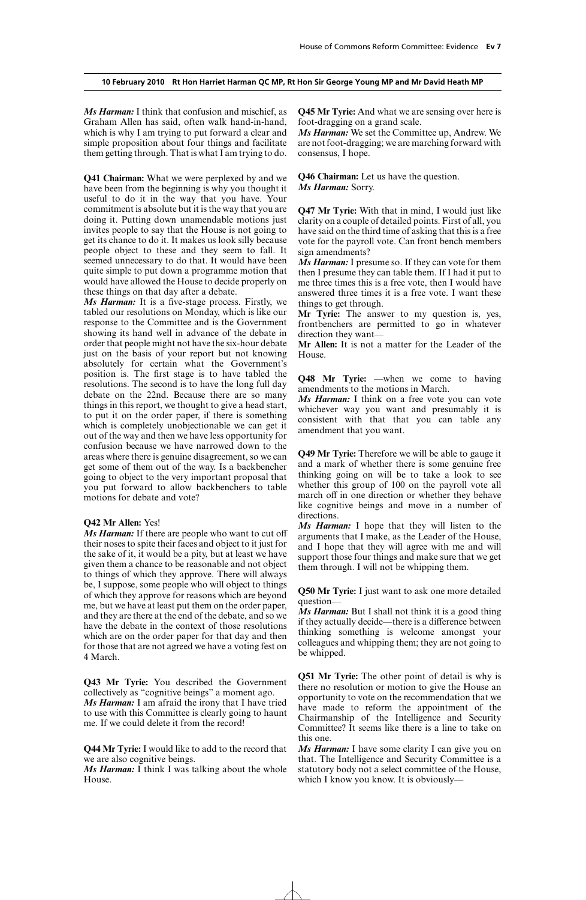*Ms Harman:* I think that confusion and mischief, as Graham Allen has said, often walk hand-in-hand, which is why I am trying to put forward a clear and simple proposition about four things and facilitate them getting through. That is what I am trying to do.

**Q41 Chairman:** What we were perplexed by and we have been from the beginning is why you thought it useful to do it in the way that you have. Your commitment is absolute but it is the way that you are doing it. Putting down unamendable motions just invites people to say that the House is not going to get its chance to do it. It makes us look silly because people object to these and they seem to fall. It seemed unnecessary to do that. It would have been quite simple to put down a programme motion that would have allowed the House to decide properly on these things on that day after a debate.

*Ms Harman:* It is a five-stage process. Firstly, we tabled our resolutions on Monday, which is like our response to the Committee and is the Government showing its hand well in advance of the debate in order that people might not have the six-hour debate just on the basis of your report but not knowing absolutely for certain what the Government's position is. The first stage is to have tabled the resolutions. The second is to have the long full day debate on the 22nd. Because there are so many things in this report, we thought to give a head start, to put it on the order paper, if there is something which is completely unobjectionable we can get it out of the way and then we have less opportunity for confusion because we have narrowed down to the areas where there is genuine disagreement, so we can get some of them out of the way. Is a backbencher going to object to the very important proposal that you put forward to allow backbenchers to table motions for debate and vote?

**Q42 Mr Allen:** Yes!

*Ms Harman:* If there are people who want to cut off their noses to spite their faces and object to it just for the sake of it, it would be a pity, but at least we have given them a chance to be reasonable and not object to things of which they approve. There will always be, I suppose, some people who will object to things of which they approve for reasons which are beyond me, but we have at least put them on the order paper, and they are there at the end of the debate, and so we have the debate in the context of those resolutions which are on the order paper for that day and then for those that are not agreed we have a voting fest on 4 March.

**Q43 Mr Tyrie:** You described the Government collectively as "cognitive beings" a moment ago.

*Ms Harman:* I am afraid the irony that I have tried to use with this Committee is clearly going to haunt me. If we could delete it from the record!

**Q44 Mr Tyrie:** I would like to add to the record that we are also cognitive beings.

*Ms Harman:* I think I was talking about the whole House.

**Q45 Mr Tyrie:** And what we are sensing over here is foot-dragging on a grand scale.

*Ms Harman:* We set the Committee up, Andrew. We are not foot-dragging; we are marching forward with consensus, I hope.

**Q46 Chairman:** Let us have the question.

*Ms Harman:* Sorry.

**Q47 Mr Tyrie:** With that in mind, I would just like clarity on a couple of detailed points. First of all, you have said on the third time of asking that this is a free vote for the payroll vote. Can front bench members sign amendments?

*Ms Harman:* I presume so. If they can vote for them then I presume they can table them. If I had it put to me three times this is a free vote, then I would have answered three times it is a free vote. I want these things to get through.

**Mr Tyrie:** The answer to my question is, yes, frontbenchers are permitted to go in whatever direction they want—

**Mr Allen:** It is not a matter for the Leader of the House.

**Q48 Mr Tyrie:** —when we come to having amendments to the motions in March.

*Ms Harman:* I think on a free vote you can vote whichever way you want and presumably it is consistent with that that you can table any amendment that you want.

**Q49 Mr Tyrie:** Therefore we will be able to gauge it and a mark of whether there is some genuine free thinking going on will be to take a look to see whether this group of 100 on the payroll vote all march off in one direction or whether they behave like cognitive beings and move in a number of directions.

*Ms Harman:* I hope that they will listen to the arguments that I make, as the Leader of the House, and I hope that they will agree with me and will support those four things and make sure that we get them through. I will not be whipping them.

**Q50 Mr Tyrie:** I just want to ask one more detailed question—

*Ms Harman:* But I shall not think it is a good thing if they actually decide—there is a difference between thinking something is welcome amongst your colleagues and whipping them; they are not going to be whipped.

**Q51 Mr Tyrie:** The other point of detail is why is there no resolution or motion to give the House an opportunity to vote on the recommendation that we have made to reform the appointment of the Chairmanship of the Intelligence and Security Committee? It seems like there is a line to take on this one.

*Ms Harman:* I have some clarity I can give you on that. The Intelligence and Security Committee is a statutory body not a select committee of the House, which I know you know. It is obviously—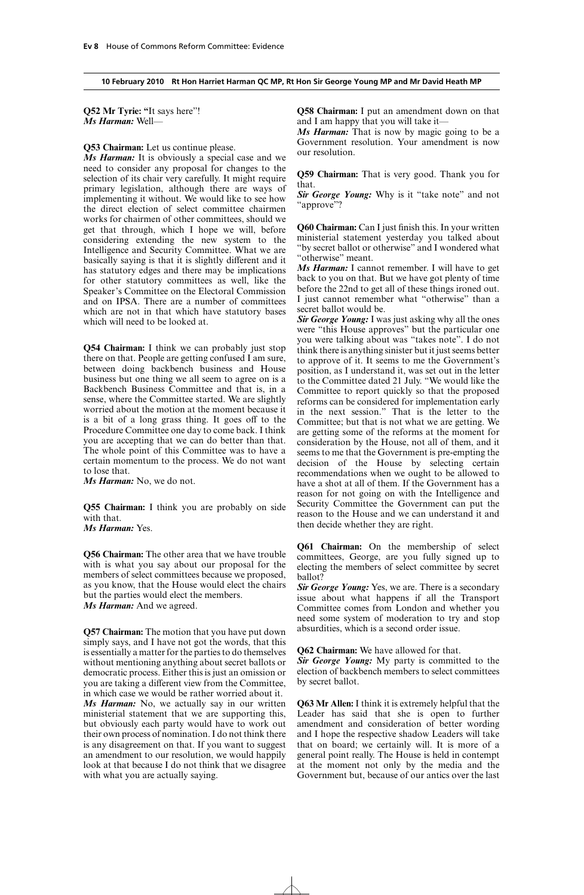**10 February 2010 Rt Hon Harriet Harman QC MP, Rt Hon Sir George Young MP and Mr David Heath MP**

**Q52 Mr Tyrie:** "It says here"!
*Ms Harman:* Well—

**Q53 Chairman:** Let us continue please.
*Ms Harman:* It is obviously a special case and we need to consider any proposal for changes to the selection of its chair very carefully. It might require primary legislation, although there are ways of implementing it without. We would like to see how the direct election of select committee chairmen works for chairmen of other committees, should we get that through, which I hope we will, before considering extending the new system to the Intelligence and Security Committee. What we are basically saying is that it is slightly different and it has statutory edges and there may be implications for other statutory committees as well, like the Speaker's Committee on the Electoral Commission and on IPSA. There are a number of committees which are not in that which have statutory bases which will need to be looked at.

**Q54 Chairman:** I think we can probably just stop there on that. People are getting confused I am sure, between doing backbench business and House business but one thing we all seem to agree on is a Backbench Business Committee and that is, in a sense, where the Committee started. We are slightly worried about the motion at the moment because it is a bit of a long grass thing. It goes off to the Procedure Committee one day to come back. I think you are accepting that we can do better than that. The whole point of this Committee was to have a certain momentum to the process. We do not want to lose that.
*Ms Harman:* No, we do not.

**Q55 Chairman:** I think you are probably on side with that.
*Ms Harman:* Yes.

**Q56 Chairman:** The other area that we have trouble with is what you say about our proposal for the members of select committees because we proposed, as you know, that the House would elect the chairs but the parties would elect the members.
*Ms Harman:* And we agreed.

**Q57 Chairman:** The motion that you have put down simply says, and I have not got the words, that this is essentially a matter for the parties to do themselves without mentioning anything about secret ballots or democratic process. Either this is just an omission or you are taking a different view from the Committee, in which case we would be rather worried about it.
*Ms Harman:* No, we actually say in our written ministerial statement that we are supporting this, but obviously each party would have to work out their own process of nomination. I do not think there is any disagreement on that. If you want to suggest an amendment to our resolution, we would happily look at that because I do not think that we disagree with what you are actually saying.

**Q58 Chairman:** I put an amendment down on that and I am happy that you will take it—
*Ms Harman:* That is now by magic going to be a Government resolution. Your amendment is now our resolution.

**Q59 Chairman:** That is very good. Thank you for that.
*Sir George Young:* Why is it "take note" and not "approve"?

**Q60 Chairman:** Can I just finish this. In your written ministerial statement yesterday you talked about "by secret ballot or otherwise" and I wondered what "otherwise" meant.
*Ms Harman:* I cannot remember. I will have to get back to you on that. But we have got plenty of time before the 22nd to get all of these things ironed out. I just cannot remember what "otherwise" than a secret ballot would be.
*Sir George Young:* I was just asking why all the ones were "this House approves" but the particular one you were talking about was "takes note". I do not think there is anything sinister but it just seems better to approve of it. It seems to me the Government's position, as I understand it, was set out in the letter to the Committee dated 21 July. "We would like the Committee to report quickly so that the proposed reforms can be considered for implementation early in the next session." That is the letter to the Committee; but that is not what we are getting. We are getting some of the reforms at the moment for consideration by the House, not all of them, and it seems to me that the Government is pre-empting the decision of the House by selecting certain recommendations when we ought to be allowed to have a shot at all of them. If the Government has a reason for not going on with the Intelligence and Security Committee the Government can put the reason to the House and we can understand it and then decide whether they are right.

**Q61 Chairman:** On the membership of select committees, George, are you fully signed up to electing the members of select committee by secret ballot?
*Sir George Young:* Yes, we are. There is a secondary issue about what happens if all the Transport Committee comes from London and whether you need some system of moderation to try and stop absurdities, which is a second order issue.

**Q62 Chairman:** We have allowed for that.
*Sir George Young:* My party is committed to the election of backbench members to select committees by secret ballot.

**Q63 Mr Allen:** I think it is extremely helpful that the Leader has said that she is open to further amendment and consideration of better wording and I hope the respective shadow Leaders will take that on board; we certainly will. It is more of a general point really. The House is held in contempt at the moment not only by the media and the Government but, because of our antics over the last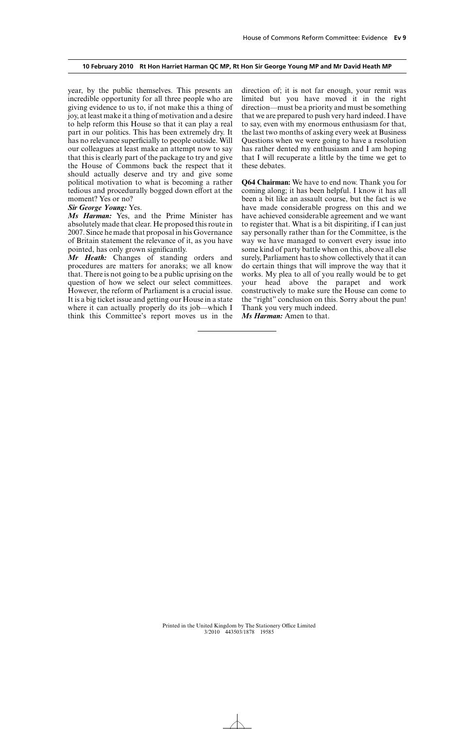year, by the public themselves. This presents an incredible opportunity for all three people who are giving evidence to us to, if not make this a thing of joy, at least make it a thing of motivation and a desire to help reform this House so that it can play a real part in our politics. This has been extremely dry. It has no relevance superficially to people outside. Will our colleagues at least make an attempt now to say that this is clearly part of the package to try and give the House of Commons back the respect that it should actually deserve and try and give some political motivation to what is becoming a rather tedious and procedurally bogged down effort at the moment? Yes or no?

***Sir George Young:*** Yes.

***Ms Harman:*** Yes, and the Prime Minister has absolutely made that clear. He proposed this route in 2007. Since he made that proposal in his Governance of Britain statement the relevance of it, as you have pointed, has only grown significantly.

***Mr Heath:*** Changes of standing orders and procedures are matters for anoraks; we all know that. There is not going to be a public uprising on the question of how we select our select committees. However, the reform of Parliament is a crucial issue. It is a big ticket issue and getting our House in a state where it can actually properly do its job—which I think this Committee's report moves us in the direction of; it is not far enough, your remit was limited but you have moved it in the right direction—must be a priority and must be something that we are prepared to push very hard indeed. I have to say, even with my enormous enthusiasm for that, the last two months of asking every week at Business Questions when we were going to have a resolution has rather dented my enthusiasm and I am hoping that I will recuperate a little by the time we get to these debates.

**Q64 Chairman:** We have to end now. Thank you for coming along; it has been helpful. I know it has all been a bit like an assault course, but the fact is we have made considerable progress on this and we have achieved considerable agreement and we want to register that. What is a bit dispiriting, if I can just say personally rather than for the Committee, is the way we have managed to convert every issue into some kind of party battle when on this, above all else surely, Parliament has to show collectively that it can do certain things that will improve the way that it works. My plea to all of you really would be to get your head above the parapet and work constructively to make sure the House can come to the "right" conclusion on this. Sorry about the pun! Thank you very much indeed.

***Ms Harman:*** Amen to that.

---

Printed in the United Kingdom by The Stationery Office Limited
3/2010 443503/1878 19585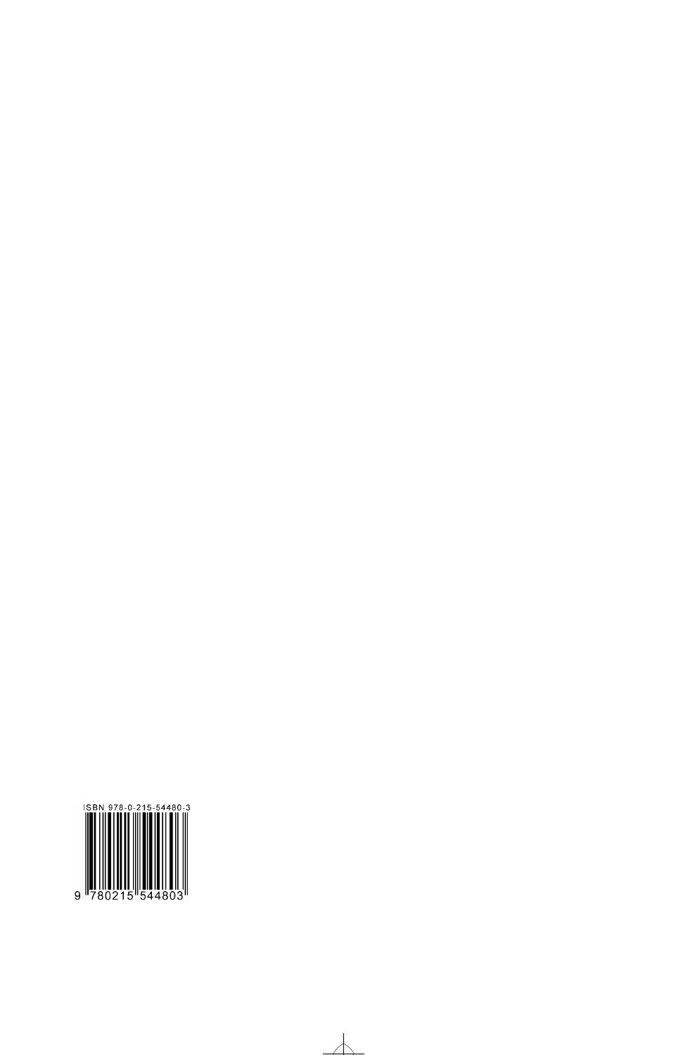ISBN 978-0-215-54480-3

9 780215 544803